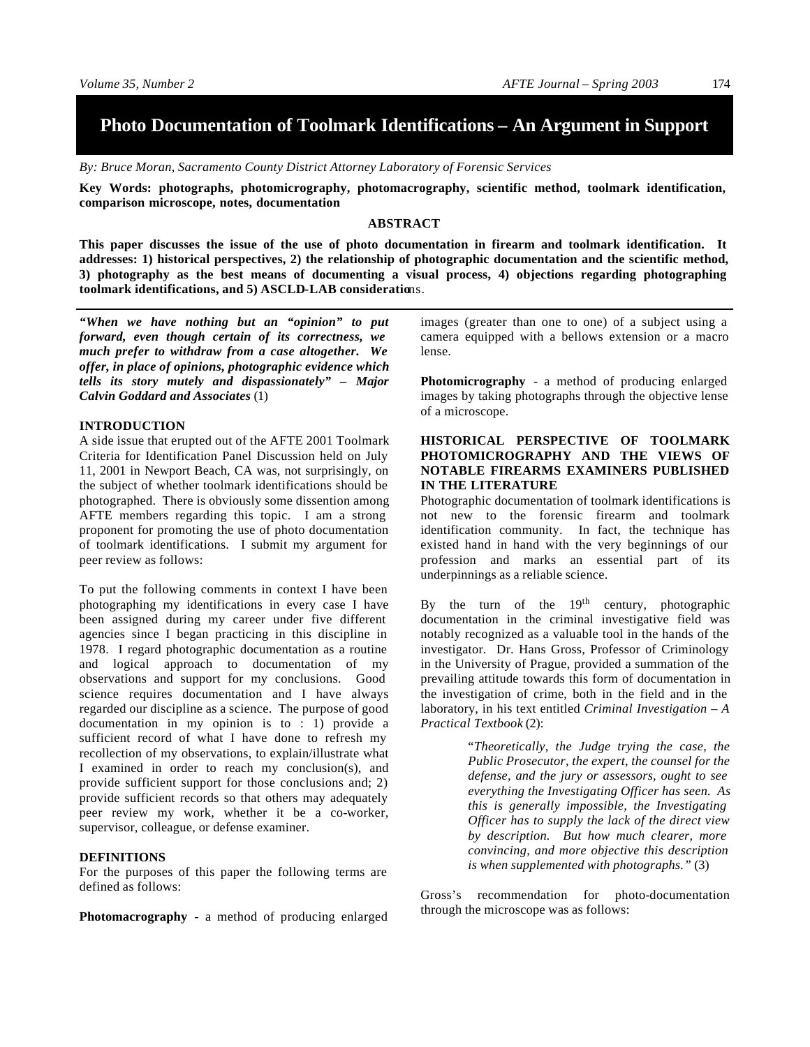# Photo Documentation of Toolmark Identifications – An Argument in Support

*By: Bruce Moran, Sacramento County District Attorney Laboratory of Forensic Services*

**Key Words: photographs, photomicrography, photomacrography, scientific method, toolmark identification, comparison microscope, notes, documentation**

### ABSTRACT

**This paper discusses the issue of the use of photo documentation in firearm and toolmark identification. It addresses: 1) historical perspectives, 2) the relationship of photographic documentation and the scientific method, 3) photography as the best means of documenting a visual process, 4) objections regarding photographing toolmark identifications, and 5) ASCLD-LAB considerations.**

***"When we have nothing but an "opinion" to put forward, even though certain of its correctness, we much prefer to withdraw from a case altogether. We offer, in place of opinions, photographic evidence which tells its story mutely and dispassionately" – Major Calvin Goddard and Associates*** (1)

### INTRODUCTION

A side issue that erupted out of the AFTE 2001 Toolmark Criteria for Identification Panel Discussion held on July 11, 2001 in Newport Beach, CA was, not surprisingly, on the subject of whether toolmark identifications should be photographed. There is obviously some dissention among AFTE members regarding this topic. I am a strong proponent for promoting the use of photo documentation of toolmark identifications. I submit my argument for peer review as follows:

To put the following comments in context I have been photographing my identifications in every case I have been assigned during my career under five different agencies since I began practicing in this discipline in 1978. I regard photographic documentation as a routine and logical approach to documentation of my observations and support for my conclusions. Good science requires documentation and I have always regarded our discipline as a science. The purpose of good documentation in my opinion is to : 1) provide a sufficient record of what I have done to refresh my recollection of my observations, to explain/illustrate what I examined in order to reach my conclusion(s), and provide sufficient support for those conclusions and; 2) provide sufficient records so that others may adequately peer review my work, whether it be a co-worker, supervisor, colleague, or defense examiner.

### DEFINITIONS

For the purposes of this paper the following terms are defined as follows:

**Photomacrography** - a method of producing enlarged images (greater than one to one) of a subject using a camera equipped with a bellows extension or a macro lense.

**Photomicrography** - a method of producing enlarged images by taking photographs through the objective lense of a microscope.

### HISTORICAL PERSPECTIVE OF TOOLMARK PHOTOMICROGRAPHY AND THE VIEWS OF NOTABLE FIREARMS EXAMINERS PUBLISHED IN THE LITERATURE

Photographic documentation of toolmark identifications is not new to the forensic firearm and toolmark identification community. In fact, the technique has existed hand in hand with the very beginnings of our profession and marks an essential part of its underpinnings as a reliable science.

By the turn of the 19th century, photographic documentation in the criminal investigative field was notably recognized as a valuable tool in the hands of the investigator. Dr. Hans Gross, Professor of Criminology in the University of Prague, provided a summation of the prevailing attitude towards this form of documentation in the investigation of crime, both in the field and in the laboratory, in his text entitled *Criminal Investigation – A Practical Textbook* (2):

> "*Theoretically, the Judge trying the case, the Public Prosecutor, the expert, the counsel for the defense, and the jury or assessors, ought to see everything the Investigating Officer has seen. As this is generally impossible, the Investigating Officer has to supply the lack of the direct view by description. But how much clearer, more convincing, and more objective this description is when supplemented with photographs."* (3)

Gross's recommendation for photo-documentation through the microscope was as follows: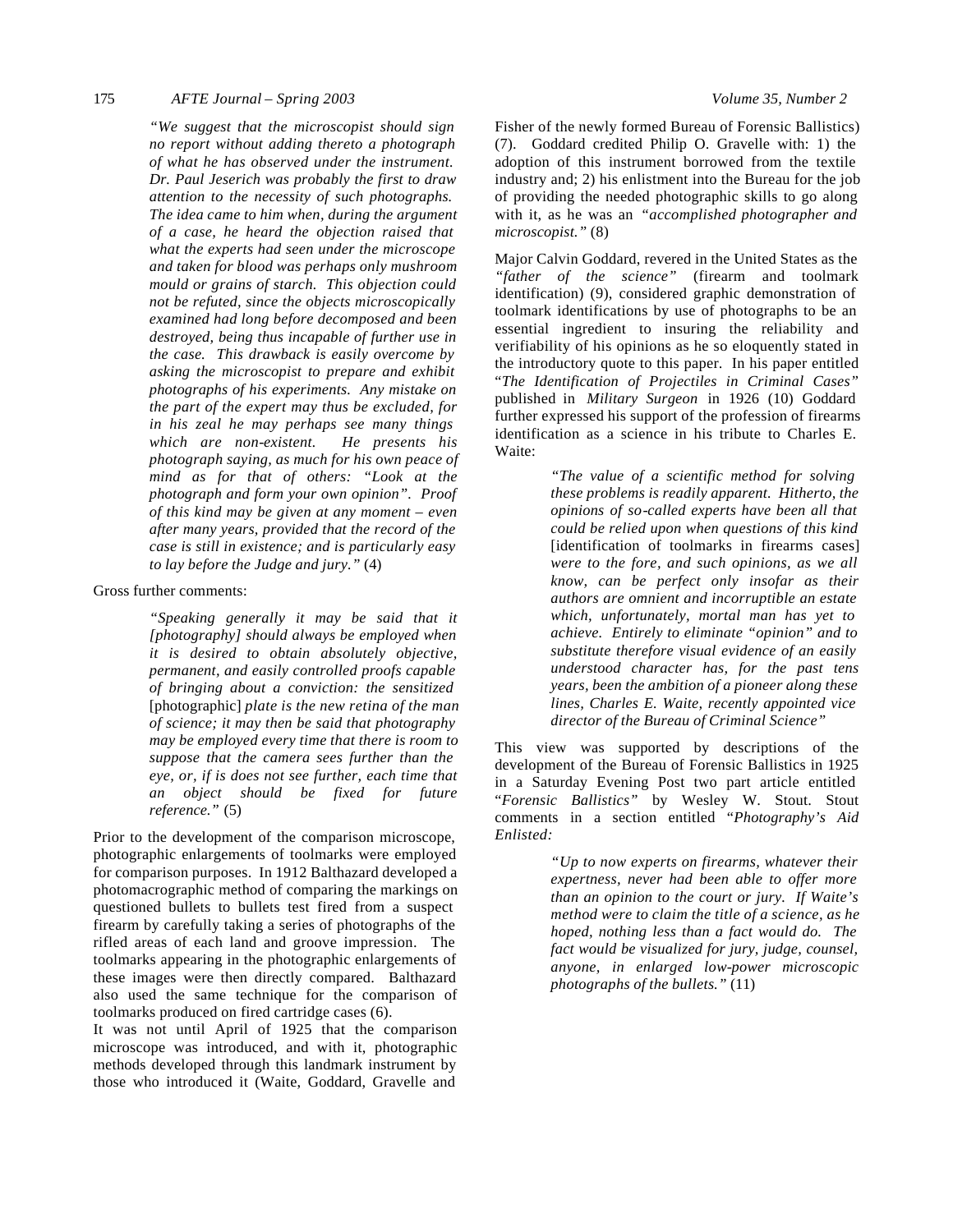> *"We suggest that the microscopist should sign no report without adding thereto a photograph of what he has observed under the instrument. Dr. Paul Jeserich was probably the first to draw attention to the necessity of such photographs. The idea came to him when, during the argument of a case, he heard the objection raised that what the experts had seen under the microscope and taken for blood was perhaps only mushroom mould or grains of starch. This objection could not be refuted, since the objects microscopically examined had long before decomposed and been destroyed, being thus incapable of further use in the case. This drawback is easily overcome by asking the microscopist to prepare and exhibit photographs of his experiments. Any mistake on the part of the expert may thus be excluded, for in his zeal he may perhaps see many things which are non-existent. He presents his photograph saying, as much for his own peace of mind as for that of others: "Look at the photograph and form your own opinion". Proof of this kind may be given at any moment – even after many years, provided that the record of the case is still in existence; and is particularly easy to lay before the Judge and jury."* (4)

Gross further comments:

> *"Speaking generally it may be said that it [photography] should always be employed when it is desired to obtain absolutely objective, permanent, and easily controlled proofs capable of bringing about a conviction: the sensitized* [photographic] *plate is the new retina of the man of science; it may then be said that photography may be employed every time that there is room to suppose that the camera sees further than the eye, or, if is does not see further, each time that an object should be fixed for future reference."* (5)

Prior to the development of the comparison microscope, photographic enlargements of toolmarks were employed for comparison purposes. In 1912 Balthazard developed a photomacrographic method of comparing the markings on questioned bullets to bullets test fired from a suspect firearm by carefully taking a series of photographs of the rifled areas of each land and groove impression. The toolmarks appearing in the photographic enlargements of these images were then directly compared. Balthazard also used the same technique for the comparison of toolmarks produced on fired cartridge cases (6).

It was not until April of 1925 that the comparison microscope was introduced, and with it, photographic methods developed through this landmark instrument by those who introduced it (Waite, Goddard, Gravelle and Fisher of the newly formed Bureau of Forensic Ballistics) (7). Goddard credited Philip O. Gravelle with: 1) the adoption of this instrument borrowed from the textile industry and; 2) his enlistment into the Bureau for the job of providing the needed photographic skills to go along with it, as he was an *"accomplished photographer and microscopist."* (8)

Major Calvin Goddard, revered in the United States as the *"father of the science"* (firearm and toolmark identification) (9), considered graphic demonstration of toolmark identifications by use of photographs to be an essential ingredient to insuring the reliability and verifiability of his opinions as he so eloquently stated in the introductory quote to this paper. In his paper entitled "*The Identification of Projectiles in Criminal Cases"* published in *Military Surgeon* in 1926 (10) Goddard further expressed his support of the profession of firearms identification as a science in his tribute to Charles E. Waite:

> *"The value of a scientific method for solving these problems is readily apparent. Hitherto, the opinions of so-called experts have been all that could be relied upon when questions of this kind* [identification of toolmarks in firearms cases] *were to the fore, and such opinions, as we all know, can be perfect only insofar as their authors are omnient and incorruptible an estate which, unfortunately, mortal man has yet to achieve. Entirely to eliminate "opinion" and to substitute therefore visual evidence of an easily understood character has, for the past tens years, been the ambition of a pioneer along these lines, Charles E. Waite, recently appointed vice director of the Bureau of Criminal Science"*

This view was supported by descriptions of the development of the Bureau of Forensic Ballistics in 1925 in a Saturday Evening Post two part article entitled "*Forensic Ballistics"* by Wesley W. Stout. Stout comments in a section entitled *"Photography's Aid Enlisted:*

> *"Up to now experts on firearms, whatever their expertness, never had been able to offer more than an opinion to the court or jury. If Waite's method were to claim the title of a science, as he hoped, nothing less than a fact would do. The fact would be visualized for jury, judge, counsel, anyone, in enlarged low-power microscopic photographs of the bullets."* (11)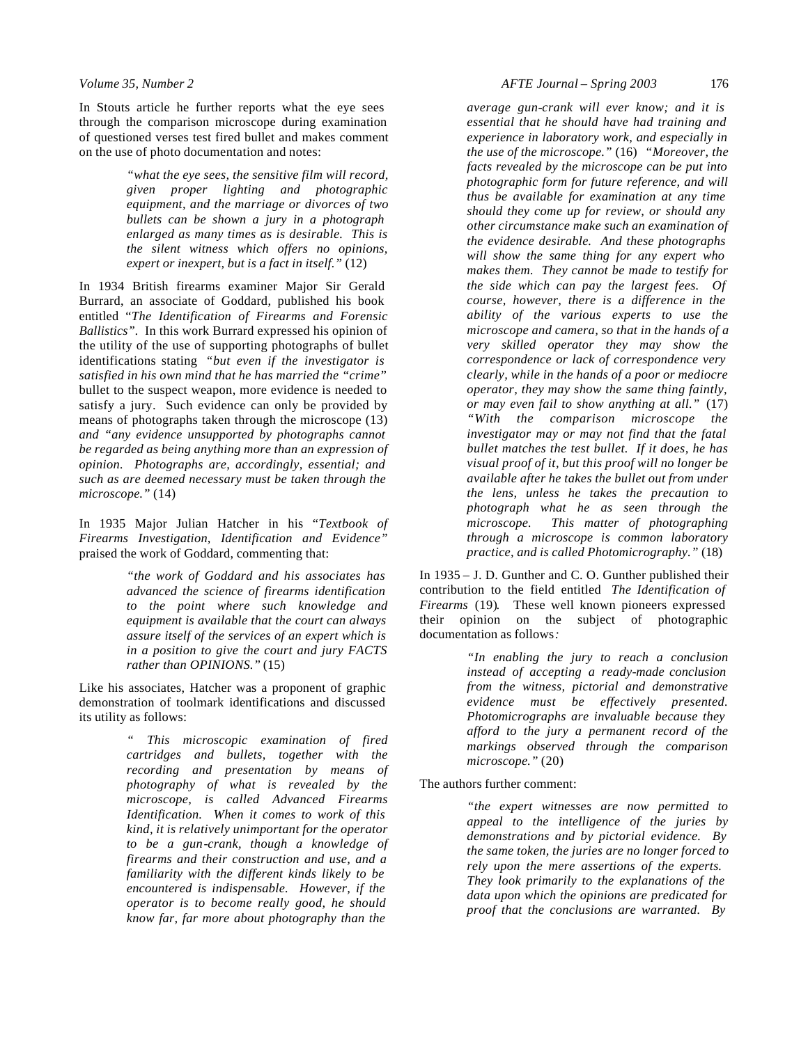In Stouts article he further reports what the eye sees through the comparison microscope during examination of questioned verses test fired bullet and makes comment on the use of photo documentation and notes:

> *"what the eye sees, the sensitive film will record, given proper lighting and photographic equipment, and the marriage or divorces of two bullets can be shown a jury in a photograph enlarged as many times as is desirable. This is the silent witness which offers no opinions, expert or inexpert, but is a fact in itself."* (12)

In 1934 British firearms examiner Major Sir Gerald Burrard, an associate of Goddard, published his book entitled "*The Identification of Firearms and Forensic Ballistics*". In this work Burrard expressed his opinion of the utility of the use of supporting photographs of bullet identifications stating "*but even if the investigator is satisfied in his own mind that he has married the "crime"* bullet to the suspect weapon, more evidence is needed to satisfy a jury. Such evidence can only be provided by means of photographs taken through the microscope (13) *and "any evidence unsupported by photographs cannot be regarded as being anything more than an expression of opinion. Photographs are, accordingly, essential; and such as are deemed necessary must be taken through the microscope."* (14)

In 1935 Major Julian Hatcher in his "*Textbook of Firearms Investigation, Identification and Evidence*" praised the work of Goddard, commenting that:

> *"the work of Goddard and his associates has advanced the science of firearms identification to the point where such knowledge and equipment is available that the court can always assure itself of the services of an expert which is in a position to give the court and jury FACTS rather than OPINIONS."* (15)

Like his associates, Hatcher was a proponent of graphic demonstration of toolmark identifications and discussed its utility as follows:

> *" This microscopic examination of fired cartridges and bullets, together with the recording and presentation by means of photography of what is revealed by the microscope, is called Advanced Firearms Identification. When it comes to work of this kind, it is relatively unimportant for the operator to be a gun-crank, though a knowledge of firearms and their construction and use, and a familiarity with the different kinds likely to be encountered is indispensable. However, if the operator is to become really good, he should know far, far more about photography than the average gun-crank will ever know; and it is essential that he should have had training and experience in laboratory work, and especially in the use of the microscope."* (16) *"Moreover, the facts revealed by the microscope can be put into photographic form for future reference, and will thus be available for examination at any time should they come up for review, or should any other circumstance make such an examination of the evidence desirable. And these photographs will show the same thing for any expert who makes them. They cannot be made to testify for the side which can pay the largest fees. Of course, however, there is a difference in the ability of the various experts to use the microscope and camera, so that in the hands of a very skilled operator they may show the correspondence or lack of correspondence very clearly, while in the hands of a poor or mediocre operator, they may show the same thing faintly, or may even fail to show anything at all."* (17) *"With the comparison microscope the investigator may or may not find that the fatal bullet matches the test bullet. If it does, he has visual proof of it, but this proof will no longer be available after he takes the bullet out from under the lens, unless he takes the precaution to photograph what he as seen through the microscope. This matter of photographing through a microscope is common laboratory practice, and is called Photomicrography."* (18)

In 1935 – J. D. Gunther and C. O. Gunther published their contribution to the field entitled *The Identification of Firearms* (19). These well known pioneers expressed their opinion on the subject of photographic documentation as follows:

> *"In enabling the jury to reach a conclusion instead of accepting a ready-made conclusion from the witness, pictorial and demonstrative evidence must be effectively presented. Photomicrographs are invaluable because they afford to the jury a permanent record of the markings observed through the comparison microscope."* (20)

The authors further comment:

> *"the expert witnesses are now permitted to appeal to the intelligence of the juries by demonstrations and by pictorial evidence. By the same token, the juries are no longer forced to rely upon the mere assertions of the experts. They look primarily to the explanations of the data upon which the opinions are predicated for proof that the conclusions are warranted. By*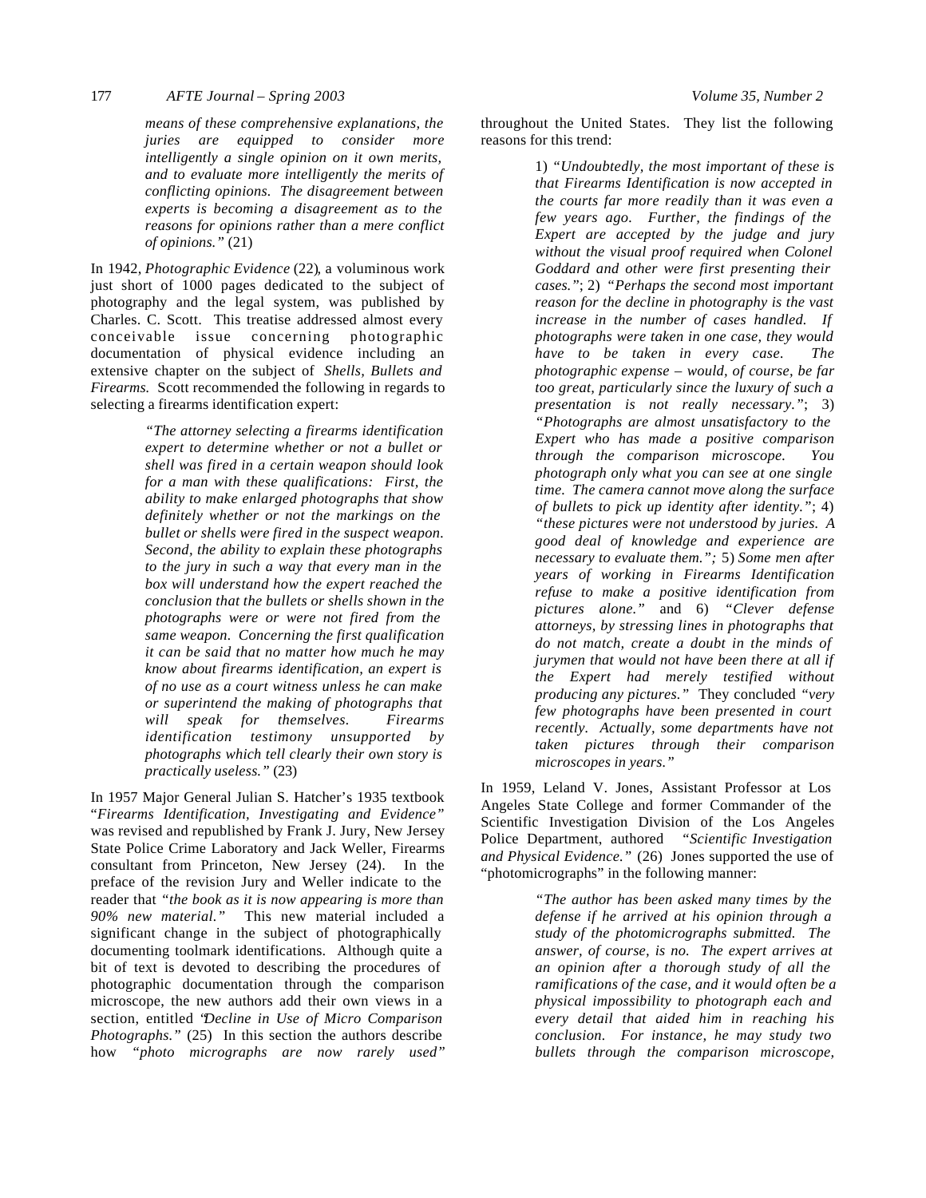*means of these comprehensive explanations, the juries are equipped to consider more intelligently a single opinion on it own merits, and to evaluate more intelligently the merits of conflicting opinions. The disagreement between experts is becoming a disagreement as to the reasons for opinions rather than a mere conflict of opinions."* (21)

In 1942, *Photographic Evidence* (22), a voluminous work just short of 1000 pages dedicated to the subject of photography and the legal system, was published by Charles. C. Scott. This treatise addressed almost every conceivable issue concerning photographic documentation of physical evidence including an extensive chapter on the subject of *Shells, Bullets and Firearms.* Scott recommended the following in regards to selecting a firearms identification expert:

> *"The attorney selecting a firearms identification expert to determine whether or not a bullet or shell was fired in a certain weapon should look for a man with these qualifications: First, the ability to make enlarged photographs that show definitely whether or not the markings on the bullet or shells were fired in the suspect weapon. Second, the ability to explain these photographs to the jury in such a way that every man in the box will understand how the expert reached the conclusion that the bullets or shells shown in the photographs were or were not fired from the same weapon. Concerning the first qualification it can be said that no matter how much he may know about firearms identification, an expert is of no use as a court witness unless he can make or superintend the making of photographs that will speak for themselves. Firearms identification testimony unsupported by photographs which tell clearly their own story is practically useless."* (23)

In 1957 Major General Julian S. Hatcher's 1935 textbook "*Firearms Identification, Investigating and Evidence*" was revised and republished by Frank J. Jury, New Jersey State Police Crime Laboratory and Jack Weller, Firearms consultant from Princeton, New Jersey (24). In the preface of the revision Jury and Weller indicate to the reader that *"the book as it is now appearing is more than 90% new material."* This new material included a significant change in the subject of photographically documenting toolmark identifications. Although quite a bit of text is devoted to describing the procedures of photographic documentation through the comparison microscope, the new authors add their own views in a section, entitled "*Decline in Use of Micro Comparison Photographs."* (25) In this section the authors describe how *"photo micrographs are now rarely used"* throughout the United States. They list the following reasons for this trend:

> 1) *"Undoubtedly, the most important of these is that Firearms Identification is now accepted in the courts far more readily than it was even a few years ago. Further, the findings of the Expert are accepted by the judge and jury without the visual proof required when Colonel Goddard and other were first presenting their cases."*; 2) *"Perhaps the second most important reason for the decline in photography is the vast increase in the number of cases handled. If photographs were taken in one case, they would have to be taken in every case. The photographic expense – would, of course, be far too great, particularly since the luxury of such a presentation is not really necessary."*; 3) *"Photographs are almost unsatisfactory to the Expert who has made a positive comparison through the comparison microscope. You photograph only what you can see at one single time. The camera cannot move along the surface of bullets to pick up identity after identity."*; 4) *"these pictures were not understood by juries. A good deal of knowledge and experience are necessary to evaluate them.";* 5) *Some men after years of working in Firearms Identification refuse to make a positive identification from pictures alone."* and 6) *"Clever defense attorneys, by stressing lines in photographs that do not match, create a doubt in the minds of jurymen that would not have been there at all if the Expert had merely testified without producing any pictures."* They concluded *"very few photographs have been presented in court recently. Actually, some departments have not taken pictures through their comparison microscopes in years."*

In 1959, Leland V. Jones, Assistant Professor at Los Angeles State College and former Commander of the Scientific Investigation Division of the Los Angeles Police Department, authored *"Scientific Investigation and Physical Evidence."* (26) Jones supported the use of "photomicrographs" in the following manner:

> *"The author has been asked many times by the defense if he arrived at his opinion through a study of the photomicrographs submitted. The answer, of course, is no. The expert arrives at an opinion after a thorough study of all the ramifications of the case, and it would often be a physical impossibility to photograph each and every detail that aided him in reaching his conclusion. For instance, he may study two bullets through the comparison microscope,*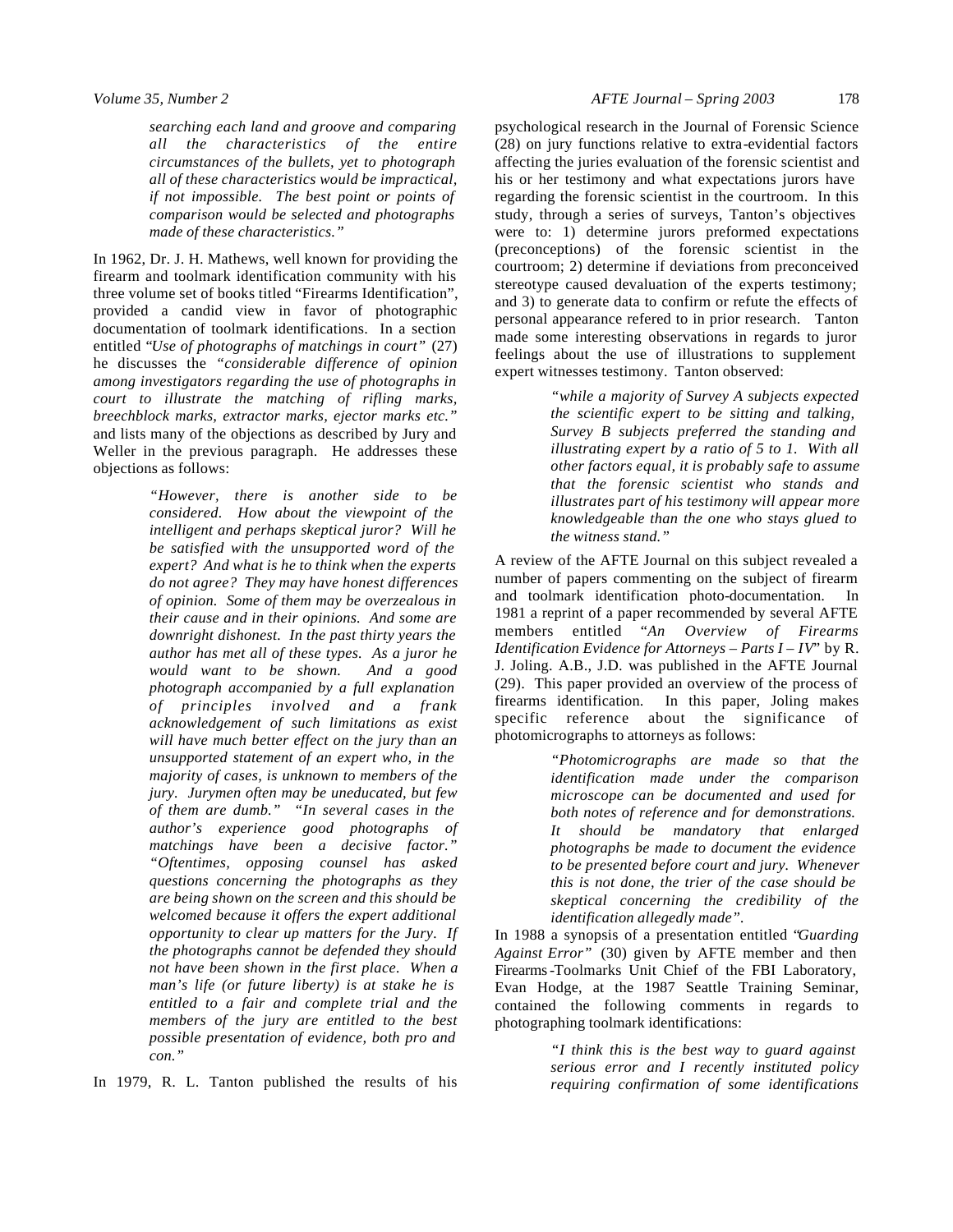*searching each land and groove and comparing all the characteristics of the entire circumstances of the bullets, yet to photograph all of these characteristics would be impractical, if not impossible. The best point or points of comparison would be selected and photographs made of these characteristics."*

In 1962, Dr. J. H. Mathews, well known for providing the firearm and toolmark identification community with his three volume set of books titled "Firearms Identification", provided a candid view in favor of photographic documentation of toolmark identifications. In a section entitled "*Use of photographs of matchings in court"* (27) he discusses the *"considerable difference of opinion among investigators regarding the use of photographs in court to illustrate the matching of rifling marks, breechblock marks, extractor marks, ejector marks etc."* and lists many of the objections as described by Jury and Weller in the previous paragraph. He addresses these objections as follows:

> *"However, there is another side to be considered. How about the viewpoint of the intelligent and perhaps skeptical juror? Will he be satisfied with the unsupported word of the expert? And what is he to think when the experts do not agree? They may have honest differences of opinion. Some of them may be overzealous in their cause and in their opinions. And some are downright dishonest. In the past thirty years the author has met all of these types. As a juror he would want to be shown. And a good photograph accompanied by a full explanation of principles involved and a frank acknowledgement of such limitations as exist will have much better effect on the jury than an unsupported statement of an expert who, in the majority of cases, is unknown to members of the jury. Jurymen often may be uneducated, but few of them are dumb." "In several cases in the author's experience good photographs of matchings have been a decisive factor." "Oftentimes, opposing counsel has asked questions concerning the photographs as they are being shown on the screen and this should be welcomed because it offers the expert additional opportunity to clear up matters for the Jury. If the photographs cannot be defended they should not have been shown in the first place. When a man's life (or future liberty) is at stake he is entitled to a fair and complete trial and the members of the jury are entitled to the best possible presentation of evidence, both pro and con."*

In 1979, R. L. Tanton published the results of his psychological research in the Journal of Forensic Science (28) on jury functions relative to extra-evidential factors affecting the juries evaluation of the forensic scientist and his or her testimony and what expectations jurors have regarding the forensic scientist in the courtroom. In this study, through a series of surveys, Tanton's objectives were to: 1) determine jurors preformed expectations (preconceptions) of the forensic scientist in the courtroom; 2) determine if deviations from preconceived stereotype caused devaluation of the experts testimony; and 3) to generate data to confirm or refute the effects of personal appearance refered to in prior research. Tanton made some interesting observations in regards to juror feelings about the use of illustrations to supplement expert witnesses testimony. Tanton observed:

> *"while a majority of Survey A subjects expected the scientific expert to be sitting and talking, Survey B subjects preferred the standing and illustrating expert by a ratio of 5 to 1. With all other factors equal, it is probably safe to assume that the forensic scientist who stands and illustrates part of his testimony will appear more knowledgeable than the one who stays glued to the witness stand."*

A review of the AFTE Journal on this subject revealed a number of papers commenting on the subject of firearm and toolmark identification photo-documentation. In 1981 a reprint of a paper recommended by several AFTE members entitled "*An Overview of Firearms Identification Evidence for Attorneys – Parts I – IV*" by R. J. Joling. A.B., J.D. was published in the AFTE Journal (29). This paper provided an overview of the process of firearms identification. In this paper, Joling makes specific reference about the significance of photomicrographs to attorneys as follows:

> *"Photomicrographs are made so that the identification made under the comparison microscope can be documented and used for both notes of reference and for demonstrations. It should be mandatory that enlarged photographs be made to document the evidence to be presented before court and jury. Whenever this is not done, the trier of the case should be skeptical concerning the credibility of the identification allegedly made"*.

In 1988 a synopsis of a presentation entitled "*Guarding Against Error"* (30) given by AFTE member and then Firearms-Toolmarks Unit Chief of the FBI Laboratory, Evan Hodge, at the 1987 Seattle Training Seminar, contained the following comments in regards to photographing toolmark identifications:

> *"I think this is the best way to guard against serious error and I recently instituted policy requiring confirmation of some identifications*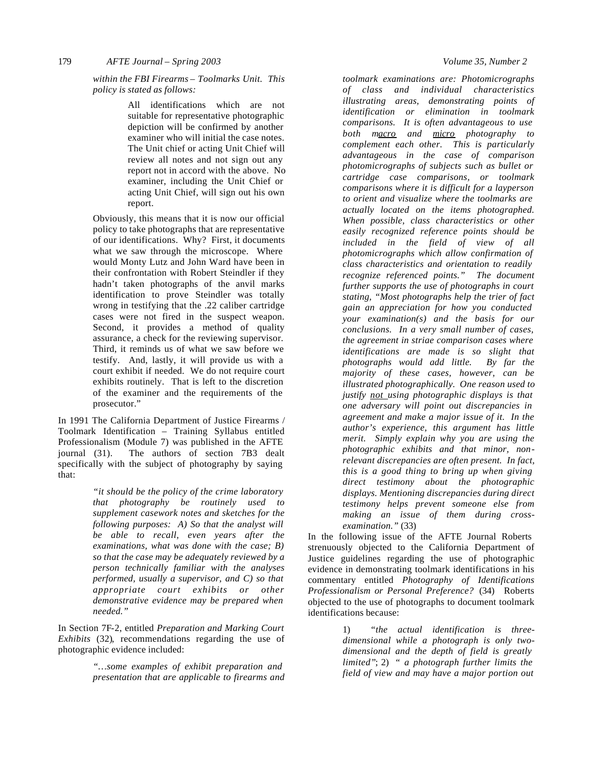*within the FBI Firearms – Toolmarks Unit. This policy is stated as follows:*

> All identifications which are not suitable for representative photographic depiction will be confirmed by another examiner who will initial the case notes. The Unit chief or acting Unit Chief will review all notes and not sign out any report not in accord with the above. No examiner, including the Unit Chief or acting Unit Chief, will sign out his own report.

Obviously, this means that it is now our official policy to take photographs that are representative of our identifications. Why? First, it documents what we saw through the microscope. Where would Monty Lutz and John Ward have been in their confrontation with Robert Steindler if they hadn't taken photographs of the anvil marks identification to prove Steindler was totally wrong in testifying that the .22 caliber cartridge cases were not fired in the suspect weapon. Second, it provides a method of quality assurance, a check for the reviewing supervisor. Third, it reminds us of what we saw before we testify. And, lastly, it will provide us with a court exhibit if needed. We do not require court exhibits routinely. That is left to the discretion of the examiner and the requirements of the prosecutor."

In 1991 The California Department of Justice Firearms / Toolmark Identification – Training Syllabus entitled Professionalism (Module 7) was published in the AFTE journal (31). The authors of section 7B3 dealt specifically with the subject of photography by saying that:

> *"it should be the policy of the crime laboratory that photography be routinely used to supplement casework notes and sketches for the following purposes: A) So that the analyst will be able to recall, even years after the examinations, what was done with the case; B) so that the case may be adequately reviewed by a person technically familiar with the analyses performed, usually a supervisor, and C) so that appropriate court exhibits or other demonstrative evidence may be prepared when needed."*

In Section 7F-2, entitled *Preparation and Marking Court Exhibits* (32), recommendations regarding the use of photographic evidence included:

> *"…some examples of exhibit preparation and presentation that are applicable to firearms and toolmark examinations are: Photomicrographs of class and individual characteristics illustrating areas, demonstrating points of identification or elimination in toolmark comparisons. It is often advantageous to use both macro and micro photography to complement each other. This is particularly advantageous in the case of comparison photomicrographs of subjects such as bullet or cartridge case comparisons, or toolmark comparisons where it is difficult for a layperson to orient and visualize where the toolmarks are actually located on the items photographed. When possible, class characteristics or other easily recognized reference points should be included in the field of view of all photomicrographs which allow confirmation of class characteristics and orientation to readily recognize referenced points." The document further supports the use of photographs in court stating, "Most photographs help the trier of fact gain an appreciation for how you conducted your examination(s) and the basis for our conclusions. In a very small number of cases, the agreement in striae comparison cases where identifications are made is so slight that photographs would add little. By far the majority of these cases, however, can be illustrated photographically. One reason used to justify not using photographic displays is that one adversary will point out discrepancies in agreement and make a major issue of it. In the author's experience, this argument has little merit. Simply explain why you are using the photographic exhibits and that minor, non-relevant discrepancies are often present. In fact, this is a good thing to bring up when giving direct testimony about the photographic displays. Mentioning discrepancies during direct testimony helps prevent someone else from making an issue of them during cross-examination."* (33)

In the following issue of the AFTE Journal Roberts strenuously objected to the California Department of Justice guidelines regarding the use of photographic evidence in demonstrating toolmark identifications in his commentary entitled *Photography of Identifications Professionalism or Personal Preference?* (34) Roberts objected to the use of photographs to document toolmark identifications because:

> 1) *"the actual identification is three-dimensional while a photograph is only two-dimensional and the depth of field is greatly limited"*; 2) *" a photograph further limits the field of view and may have a major portion out*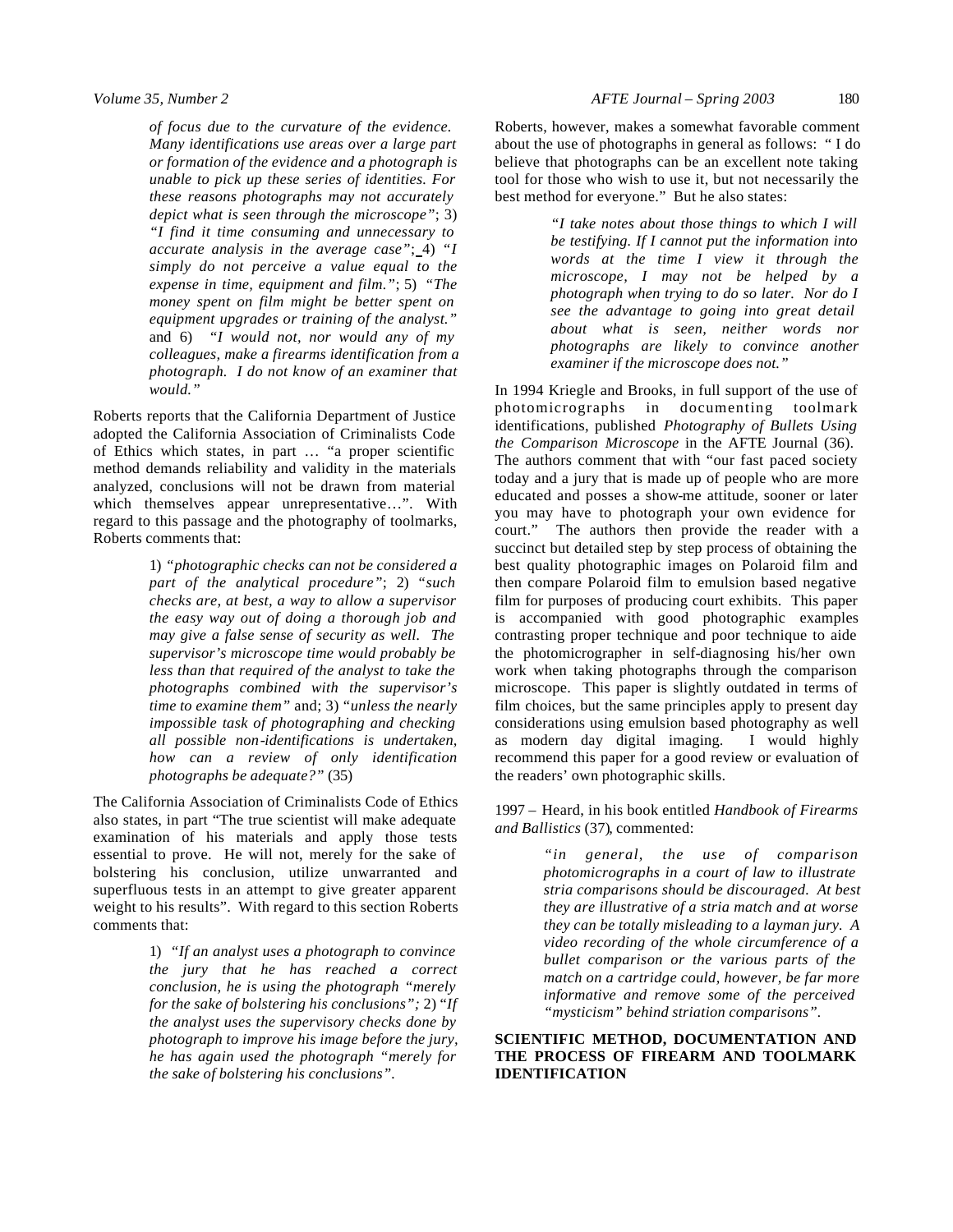*of focus due to the curvature of the evidence. Many identifications use areas over a large part or formation of the evidence and a photograph is unable to pick up these series of identities. For these reasons photographs may not accurately depict what is seen through the microscope"*; 3) *"I find it time consuming and unnecessary to accurate analysis in the average case"*; 4) *"I simply do not perceive a value equal to the expense in time, equipment and film."*; 5) *"The money spent on film might be better spent on equipment upgrades or training of the analyst."* and 6) *"I would not, nor would any of my colleagues, make a firearms identification from a photograph. I do not know of an examiner that would."*

Roberts reports that the California Department of Justice adopted the California Association of Criminalists Code of Ethics which states, in part … "a proper scientific method demands reliability and validity in the materials analyzed, conclusions will not be drawn from material which themselves appear unrepresentative…". With regard to this passage and the photography of toolmarks, Roberts comments that:

> 1) *"photographic checks can not be considered a part of the analytical procedure"*; 2) *"such checks are, at best, a way to allow a supervisor the easy way out of doing a thorough job and may give a false sense of security as well. The supervisor's microscope time would probably be less than that required of the analyst to take the photographs combined with the supervisor's time to examine them"* and; 3) *"unless the nearly impossible task of photographing and checking all possible non-identifications is undertaken, how can a review of only identification photographs be adequate?"* (35)

The California Association of Criminalists Code of Ethics also states, in part "The true scientist will make adequate examination of his materials and apply those tests essential to prove. He will not, merely for the sake of bolstering his conclusion, utilize unwarranted and superfluous tests in an attempt to give greater apparent weight to his results". With regard to this section Roberts comments that:

> 1) *"If an analyst uses a photograph to convince the jury that he has reached a correct conclusion, he is using the photograph "merely for the sake of bolstering his conclusions";* 2) *"If the analyst uses the supervisory checks done by photograph to improve his image before the jury, he has again used the photograph "merely for the sake of bolstering his conclusions".*

Roberts, however, makes a somewhat favorable comment about the use of photographs in general as follows: " I do believe that photographs can be an excellent note taking tool for those who wish to use it, but not necessarily the best method for everyone." But he also states:

> *"I take notes about those things to which I will be testifying. If I cannot put the information into words at the time I view it through the microscope, I may not be helped by a photograph when trying to do so later. Nor do I see the advantage to going into great detail about what is seen, neither words nor photographs are likely to convince another examiner if the microscope does not."*

In 1994 Kriegle and Brooks, in full support of the use of photomicrographs in documenting toolmark identifications, published *Photography of Bullets Using the Comparison Microscope* in the AFTE Journal (36). The authors comment that with "our fast paced society today and a jury that is made up of people who are more educated and posses a show-me attitude, sooner or later you may have to photograph your own evidence for court." The authors then provide the reader with a succinct but detailed step by step process of obtaining the best quality photographic images on Polaroid film and then compare Polaroid film to emulsion based negative film for purposes of producing court exhibits. This paper is accompanied with good photographic examples contrasting proper technique and poor technique to aide the photomicrographer in self-diagnosing his/her own work when taking photographs through the comparison microscope. This paper is slightly outdated in terms of film choices, but the same principles apply to present day considerations using emulsion based photography as well as modern day digital imaging. I would highly recommend this paper for a good review or evaluation of the readers' own photographic skills.

1997 – Heard, in his book entitled *Handbook of Firearms and Ballistics* (37), commented:

> *"in general, the use of comparison photomicrographs in a court of law to illustrate stria comparisons should be discouraged. At best they are illustrative of a stria match and at worse they can be totally misleading to a layman jury. A video recording of the whole circumference of a bullet comparison or the various parts of the match on a cartridge could, however, be far more informative and remove some of the perceived "mysticism" behind striation comparisons".*

## SCIENTIFIC METHOD, DOCUMENTATION AND THE PROCESS OF FIREARM AND TOOLMARK IDENTIFICATION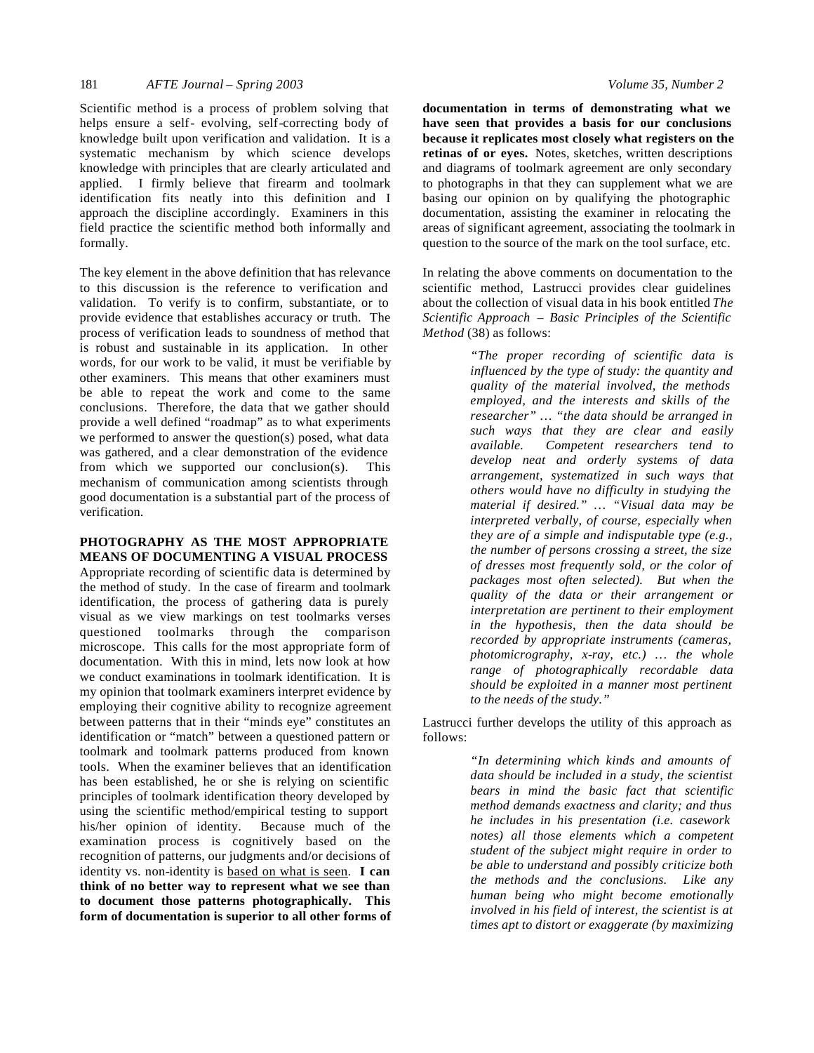Scientific method is a process of problem solving that helps ensure a self- evolving, self-correcting body of knowledge built upon verification and validation. It is a systematic mechanism by which science develops knowledge with principles that are clearly articulated and applied. I firmly believe that firearm and toolmark identification fits neatly into this definition and I approach the discipline accordingly. Examiners in this field practice the scientific method both informally and formally.

The key element in the above definition that has relevance to this discussion is the reference to verification and validation. To verify is to confirm, substantiate, or to provide evidence that establishes accuracy or truth. The process of verification leads to soundness of method that is robust and sustainable in its application. In other words, for our work to be valid, it must be verifiable by other examiners. This means that other examiners must be able to repeat the work and come to the same conclusions. Therefore, the data that we gather should provide a well defined "roadmap" as to what experiments we performed to answer the question(s) posed, what data was gathered, and a clear demonstration of the evidence from which we supported our conclusion(s). This mechanism of communication among scientists through good documentation is a substantial part of the process of verification.

**PHOTOGRAPHY AS THE MOST APPROPRIATE MEANS OF DOCUMENTING A VISUAL PROCESS**

Appropriate recording of scientific data is determined by the method of study. In the case of firearm and toolmark identification, the process of gathering data is purely visual as we view markings on test toolmarks verses questioned toolmarks through the comparison microscope. This calls for the most appropriate form of documentation. With this in mind, lets now look at how we conduct examinations in toolmark identification. It is my opinion that toolmark examiners interpret evidence by employing their cognitive ability to recognize agreement between patterns that in their "minds eye" constitutes an identification or "match" between a questioned pattern or toolmark and toolmark patterns produced from known tools. When the examiner believes that an identification has been established, he or she is relying on scientific principles of toolmark identification theory developed by using the scientific method/empirical testing to support his/her opinion of identity. Because much of the examination process is cognitively based on the recognition of patterns, our judgments and/or decisions of identity vs. non-identity is <u>based on what is seen</u>. **I can think of no better way to represent what we see than to document those patterns photographically. This form of documentation is superior to all other forms of documentation in terms of demonstrating what we have seen that provides a basis for our conclusions because it replicates most closely what registers on the retinas of or eyes.** Notes, sketches, written descriptions and diagrams of toolmark agreement are only secondary to photographs in that they can supplement what we are basing our opinion on by qualifying the photographic documentation, assisting the examiner in relocating the areas of significant agreement, associating the toolmark in question to the source of the mark on the tool surface, etc.

In relating the above comments on documentation to the scientific method, Lastrucci provides clear guidelines about the collection of visual data in his book entitled *The Scientific Approach – Basic Principles of the Scientific Method* (38) as follows:

> *"The proper recording of scientific data is influenced by the type of study: the quantity and quality of the material involved, the methods employed, and the interests and skills of the researcher" … "the data should be arranged in such ways that they are clear and easily available. Competent researchers tend to develop neat and orderly systems of data arrangement, systematized in such ways that others would have no difficulty in studying the material if desired." … "Visual data may be interpreted verbally, of course, especially when they are of a simple and indisputable type (e.g., the number of persons crossing a street, the size of dresses most frequently sold, or the color of packages most often selected). But when the quality of the data or their arrangement or interpretation are pertinent to their employment in the hypothesis, then the data should be recorded by appropriate instruments (cameras, photomicrography, x-ray, etc.) … the whole range of photographically recordable data should be exploited in a manner most pertinent to the needs of the study."*

Lastrucci further develops the utility of this approach as follows:

> *"In determining which kinds and amounts of data should be included in a study, the scientist bears in mind the basic fact that scientific method demands exactness and clarity; and thus he includes in his presentation (i.e. casework notes) all those elements which a competent student of the subject might require in order to be able to understand and possibly criticize both the methods and the conclusions. Like any human being who might become emotionally involved in his field of interest, the scientist is at times apt to distort or exaggerate (by maximizing*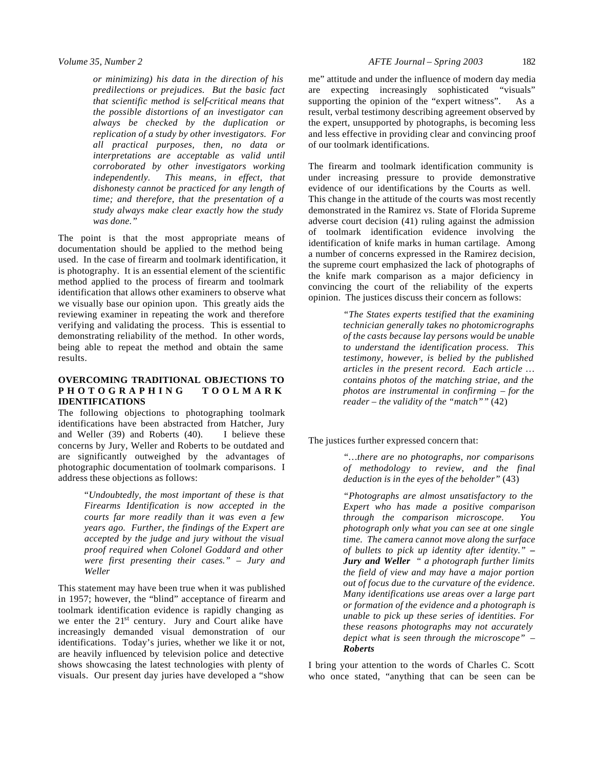> *or minimizing) his data in the direction of his predilections or prejudices. But the basic fact that scientific method is self-critical means that the possible distortions of an investigator can always be checked by the duplication or replication of a study by other investigators. For all practical purposes, then, no data or interpretations are acceptable as valid until corroborated by other investigators working independently. This means, in effect, that dishonesty cannot be practiced for any length of time; and therefore, that the presentation of a study always make clear exactly how the study was done."*

The point is that the most appropriate means of documentation should be applied to the method being used. In the case of firearm and toolmark identification, it is photography. It is an essential element of the scientific method applied to the process of firearm and toolmark identification that allows other examiners to observe what we visually base our opinion upon. This greatly aids the reviewing examiner in repeating the work and therefore verifying and validating the process. This is essential to demonstrating reliability of the method. In other words, being able to repeat the method and obtain the same results.

## OVERCOMING TRADITIONAL OBJECTIONS TO PHOTOGRAPHING TOOLMARK IDENTIFICATIONS

The following objections to photographing toolmark identifications have been abstracted from Hatcher, Jury and Weller (39) and Roberts (40). I believe these concerns by Jury, Weller and Roberts to be outdated and are significantly outweighed by the advantages of photographic documentation of toolmark comparisons. I address these objections as follows:

> "*Undoubtedly, the most important of these is that Firearms Identification is now accepted in the courts far more readily than it was even a few years ago. Further, the findings of the Expert are accepted by the judge and jury without the visual proof required when Colonel Goddard and other were first presenting their cases." – Jury and Weller*

This statement may have been true when it was published in 1957; however, the "blind" acceptance of firearm and toolmark identification evidence is rapidly changing as we enter the 21st century. Jury and Court alike have increasingly demanded visual demonstration of our identifications. Today's juries, whether we like it or not, are heavily influenced by television police and detective shows showcasing the latest technologies with plenty of visuals. Our present day juries have developed a "show me" attitude and under the influence of modern day media are expecting increasingly sophisticated "visuals" supporting the opinion of the "expert witness". As a result, verbal testimony describing agreement observed by the expert, unsupported by photographs, is becoming less and less effective in providing clear and convincing proof of our toolmark identifications.

The firearm and toolmark identification community is under increasing pressure to provide demonstrative evidence of our identifications by the Courts as well. This change in the attitude of the courts was most recently demonstrated in the Ramirez vs. State of Florida Supreme adverse court decision (41) ruling against the admission of toolmark identification evidence involving the identification of knife marks in human cartilage. Among a number of concerns expressed in the Ramirez decision, the supreme court emphasized the lack of photographs of the knife mark comparison as a major deficiency in convincing the court of the reliability of the experts opinion. The justices discuss their concern as follows:

> *"The States experts testified that the examining technician generally takes no photomicrographs of the casts because lay persons would be unable to understand the identification process. This testimony, however, is belied by the published articles in the present record. Each article … contains photos of the matching striae, and the photos are instrumental in confirming – for the reader – the validity of the "match""* (42)

The justices further expressed concern that:

> *"…there are no photographs, nor comparisons of methodology to review, and the final deduction is in the eyes of the beholder"* (43)

> *"Photographs are almost unsatisfactory to the Expert who has made a positive comparison through the comparison microscope. You photograph only what you can see at one single time. The camera cannot move along the surface of bullets to pick up identity after identity." –* ***Jury and Weller*** *" a photograph further limits the field of view and may have a major portion out of focus due to the curvature of the evidence. Many identifications use areas over a large part or formation of the evidence and a photograph is unable to pick up these series of identities. For these reasons photographs may not accurately depict what is seen through the microscope" –* ***Roberts***

I bring your attention to the words of Charles C. Scott who once stated, "anything that can be seen can be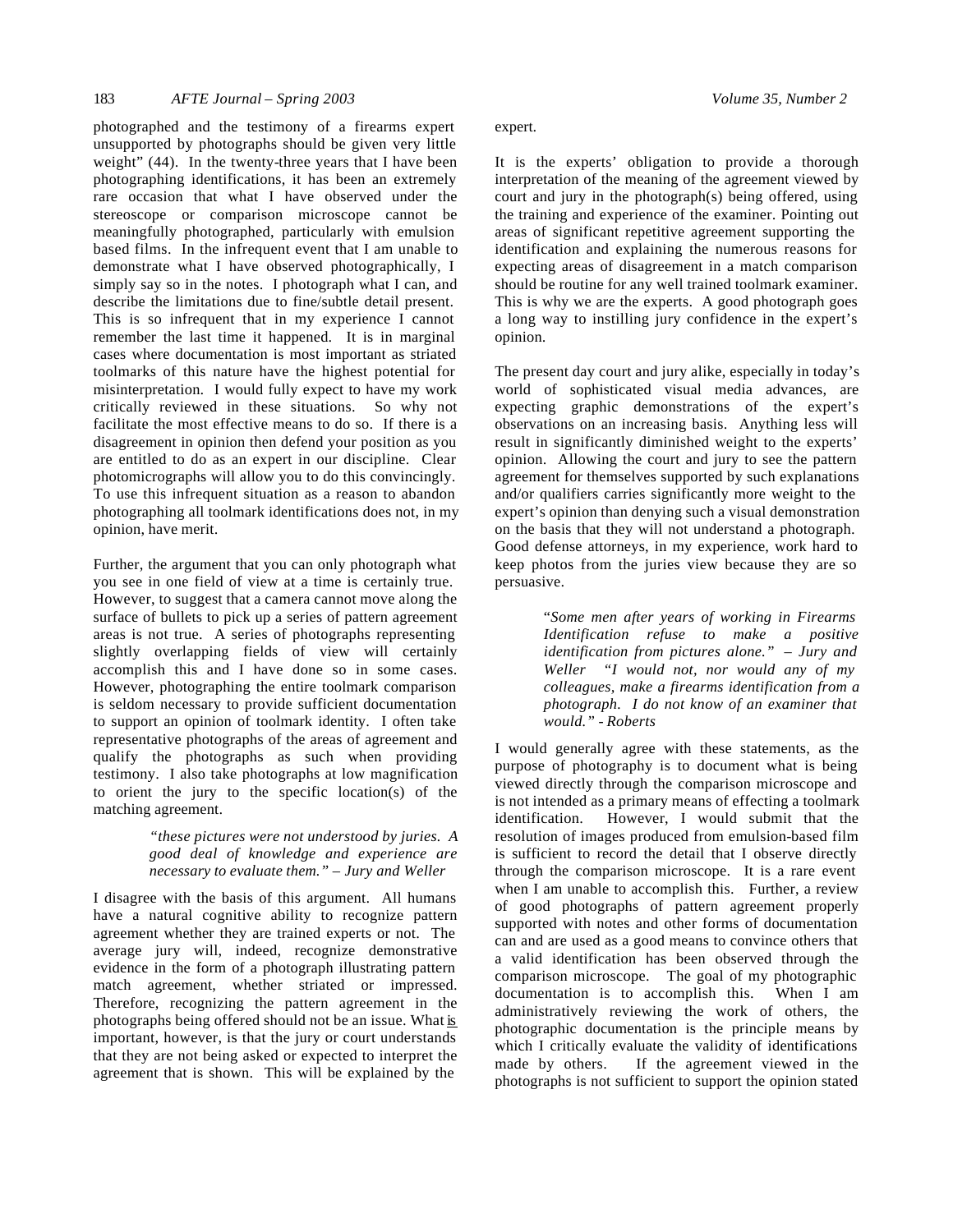photographed and the testimony of a firearms expert unsupported by photographs should be given very little weight" (44). In the twenty-three years that I have been photographing identifications, it has been an extremely rare occasion that what I have observed under the stereoscope or comparison microscope cannot be meaningfully photographed, particularly with emulsion based films. In the infrequent event that I am unable to demonstrate what I have observed photographically, I simply say so in the notes. I photograph what I can, and describe the limitations due to fine/subtle detail present. This is so infrequent that in my experience I cannot remember the last time it happened. It is in marginal cases where documentation is most important as striated toolmarks of this nature have the highest potential for misinterpretation. I would fully expect to have my work critically reviewed in these situations. So why not facilitate the most effective means to do so. If there is a disagreement in opinion then defend your position as you are entitled to do as an expert in our discipline. Clear photomicrographs will allow you to do this convincingly. To use this infrequent situation as a reason to abandon photographing all toolmark identifications does not, in my opinion, have merit.

Further, the argument that you can only photograph what you see in one field of view at a time is certainly true. However, to suggest that a camera cannot move along the surface of bullets to pick up a series of pattern agreement areas is not true. A series of photographs representing slightly overlapping fields of view will certainly accomplish this and I have done so in some cases. However, photographing the entire toolmark comparison is seldom necessary to provide sufficient documentation to support an opinion of toolmark identity. I often take representative photographs of the areas of agreement and qualify the photographs as such when providing testimony. I also take photographs at low magnification to orient the jury to the specific location(s) of the matching agreement.

> *"these pictures were not understood by juries. A good deal of knowledge and experience are necessary to evaluate them." – Jury and Weller*

I disagree with the basis of this argument. All humans have a natural cognitive ability to recognize pattern agreement whether they are trained experts or not. The average jury will, indeed, recognize demonstrative evidence in the form of a photograph illustrating pattern match agreement, whether striated or impressed. Therefore, recognizing the pattern agreement in the photographs being offered should not be an issue. What is important, however, is that the jury or court understands that they are not being asked or expected to interpret the agreement that is shown. This will be explained by the expert.

It is the experts' obligation to provide a thorough interpretation of the meaning of the agreement viewed by court and jury in the photograph(s) being offered, using the training and experience of the examiner. Pointing out areas of significant repetitive agreement supporting the identification and explaining the numerous reasons for expecting areas of disagreement in a match comparison should be routine for any well trained toolmark examiner. This is why we are the experts. A good photograph goes a long way to instilling jury confidence in the expert's opinion.

The present day court and jury alike, especially in today's world of sophisticated visual media advances, are expecting graphic demonstrations of the expert's observations on an increasing basis. Anything less will result in significantly diminished weight to the experts' opinion. Allowing the court and jury to see the pattern agreement for themselves supported by such explanations and/or qualifiers carries significantly more weight to the expert's opinion than denying such a visual demonstration on the basis that they will not understand a photograph. Good defense attorneys, in my experience, work hard to keep photos from the juries view because they are so persuasive.

> "*Some men after years of working in Firearms Identification refuse to make a positive identification from pictures alone." – Jury and Weller "I would not, nor would any of my colleagues, make a firearms identification from a photograph. I do not know of an examiner that would." - Roberts*

I would generally agree with these statements, as the purpose of photography is to document what is being viewed directly through the comparison microscope and is not intended as a primary means of effecting a toolmark identification. However, I would submit that the resolution of images produced from emulsion-based film is sufficient to record the detail that I observe directly through the comparison microscope. It is a rare event when I am unable to accomplish this. Further, a review of good photographs of pattern agreement properly supported with notes and other forms of documentation can and are used as a good means to convince others that a valid identification has been observed through the comparison microscope. The goal of my photographic documentation is to accomplish this. When I am administratively reviewing the work of others, the photographic documentation is the principle means by which I critically evaluate the validity of identifications made by others. If the agreement viewed in the photographs is not sufficient to support the opinion stated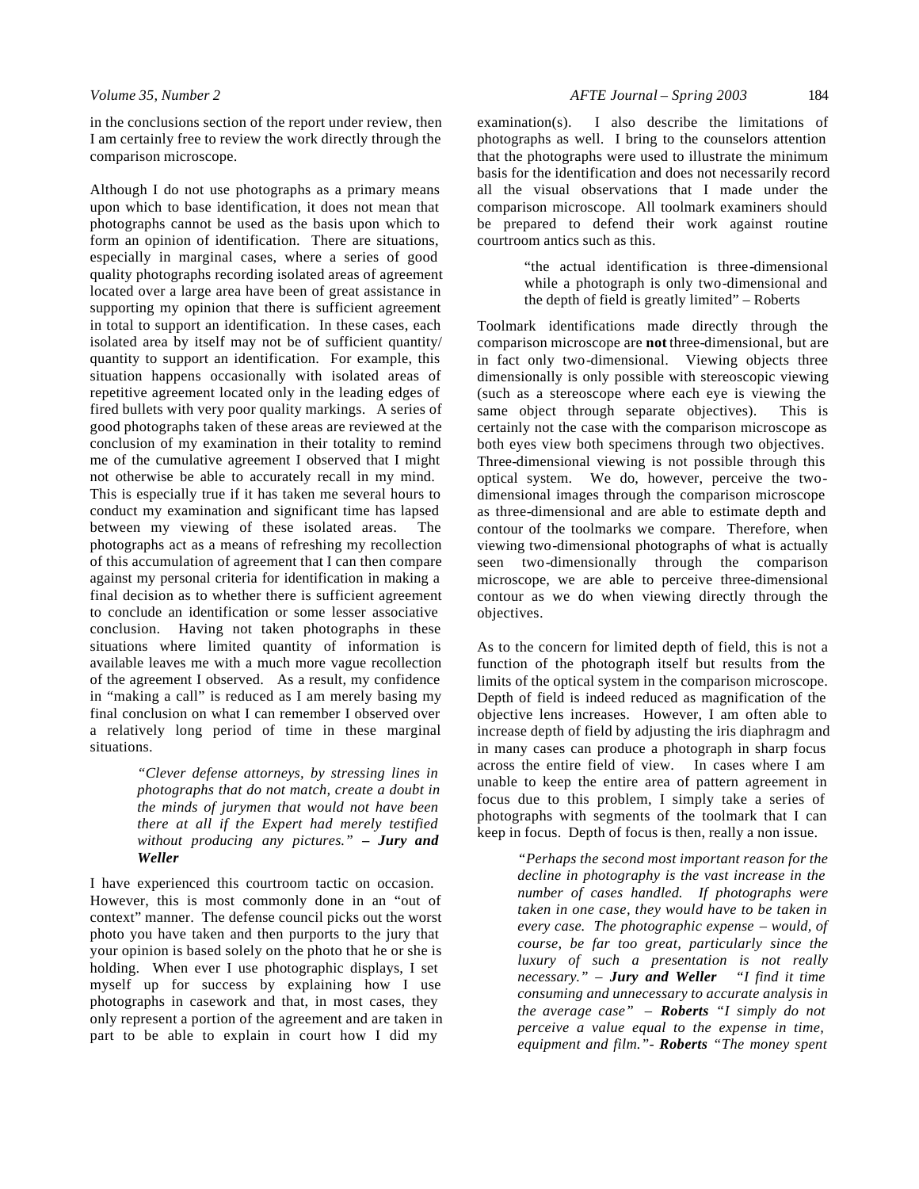in the conclusions section of the report under review, then I am certainly free to review the work directly through the comparison microscope.

Although I do not use photographs as a primary means upon which to base identification, it does not mean that photographs cannot be used as the basis upon which to form an opinion of identification. There are situations, especially in marginal cases, where a series of good quality photographs recording isolated areas of agreement located over a large area have been of great assistance in supporting my opinion that there is sufficient agreement in total to support an identification. In these cases, each isolated area by itself may not be of sufficient quantity/quantity to support an identification. For example, this situation happens occasionally with isolated areas of repetitive agreement located only in the leading edges of fired bullets with very poor quality markings. A series of good photographs taken of these areas are reviewed at the conclusion of my examination in their totality to remind me of the cumulative agreement I observed that I might not otherwise be able to accurately recall in my mind. This is especially true if it has taken me several hours to conduct my examination and significant time has lapsed between my viewing of these isolated areas. The photographs act as a means of refreshing my recollection of this accumulation of agreement that I can then compare against my personal criteria for identification in making a final decision as to whether there is sufficient agreement to conclude an identification or some lesser associative conclusion. Having not taken photographs in these situations where limited quantity of information is available leaves me with a much more vague recollection of the agreement I observed. As a result, my confidence in "making a call" is reduced as I am merely basing my final conclusion on what I can remember I observed over a relatively long period of time in these marginal situations.

> *"Clever defense attorneys, by stressing lines in photographs that do not match, create a doubt in the minds of jurymen that would not have been there at all if the Expert had merely testified without producing any pictures."* **– *Jury and Weller***

I have experienced this courtroom tactic on occasion. However, this is most commonly done in an "out of context" manner. The defense council picks out the worst photo you have taken and then purports to the jury that your opinion is based solely on the photo that he or she is holding. When ever I use photographic displays, I set myself up for success by explaining how I use photographs in casework and that, in most cases, they only represent a portion of the agreement and are taken in part to be able to explain in court how I did my examination(s). I also describe the limitations of photographs as well. I bring to the counselors attention that the photographs were used to illustrate the minimum basis for the identification and does not necessarily record all the visual observations that I made under the comparison microscope. All toolmark examiners should be prepared to defend their work against routine courtroom antics such as this.

> "the actual identification is three-dimensional while a photograph is only two-dimensional and the depth of field is greatly limited" – Roberts

Toolmark identifications made directly through the comparison microscope are **not** three-dimensional, but are in fact only two-dimensional. Viewing objects three dimensionally is only possible with stereoscopic viewing (such as a stereoscope where each eye is viewing the same object through separate objectives). This is certainly not the case with the comparison microscope as both eyes view both specimens through two objectives. Three-dimensional viewing is not possible through this optical system. We do, however, perceive the two-dimensional images through the comparison microscope as three-dimensional and are able to estimate depth and contour of the toolmarks we compare. Therefore, when viewing two-dimensional photographs of what is actually seen two-dimensionally through the comparison microscope, we are able to perceive the three-dimensional contour as we do when viewing directly through the objectives.

As to the concern for limited depth of field, this is not a function of the photograph itself but results from the limits of the optical system in the comparison microscope. Depth of field is indeed reduced as magnification of the objective lens increases. However, I am often able to increase depth of field by adjusting the iris diaphragm and in many cases can produce a photograph in sharp focus across the entire field of view. In cases where I am unable to keep the entire area of pattern agreement in focus due to this problem, I simply take a series of photographs with segments of the toolmark that I can keep in focus. Depth of focus is then, really a non issue.

> *"Perhaps the second most important reason for the decline in photography is the vast increase in the number of cases handled. If photographs were taken in one case, they would have to be taken in every case. The photographic expense – would, of course, be far too great, particularly since the luxury of such a presentation is not really necessary."* – ***Jury and Weller*** *"I find it time consuming and unnecessary to accurate analysis in the average case"* – ***Roberts*** *"I simply do not perceive a value equal to the expense in time, equipment and film."*- ***Roberts*** *"The money spent*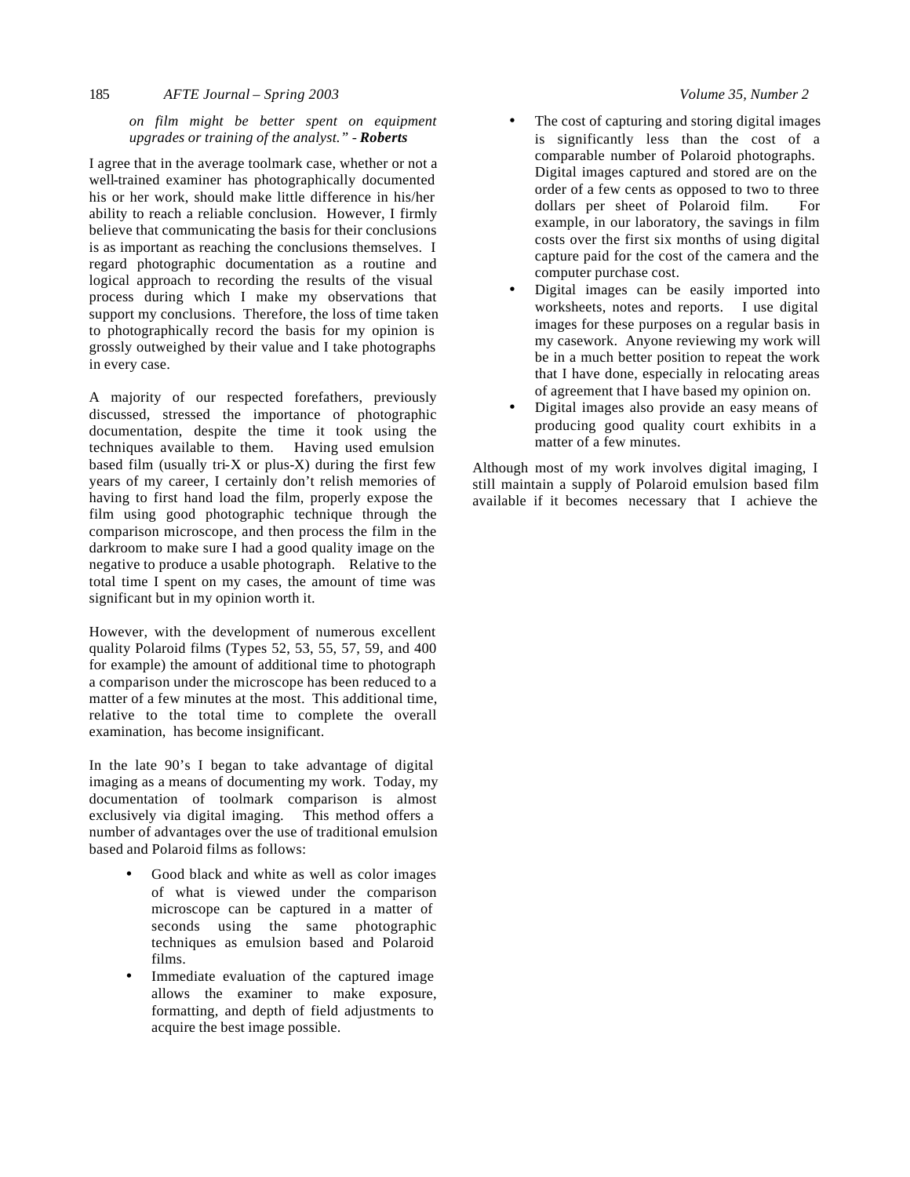*on film might be better spent on equipment upgrades or training of the analyst." - **Roberts***

I agree that in the average toolmark case, whether or not a well-trained examiner has photographically documented his or her work, should make little difference in his/her ability to reach a reliable conclusion. However, I firmly believe that communicating the basis for their conclusions is as important as reaching the conclusions themselves. I regard photographic documentation as a routine and logical approach to recording the results of the visual process during which I make my observations that support my conclusions. Therefore, the loss of time taken to photographically record the basis for my opinion is grossly outweighed by their value and I take photographs in every case.

A majority of our respected forefathers, previously discussed, stressed the importance of photographic documentation, despite the time it took using the techniques available to them. Having used emulsion based film (usually tri-X or plus-X) during the first few years of my career, I certainly don't relish memories of having to first hand load the film, properly expose the film using good photographic technique through the comparison microscope, and then process the film in the darkroom to make sure I had a good quality image on the negative to produce a usable photograph. Relative to the total time I spent on my cases, the amount of time was significant but in my opinion worth it.

However, with the development of numerous excellent quality Polaroid films (Types 52, 53, 55, 57, 59, and 400 for example) the amount of additional time to photograph a comparison under the microscope has been reduced to a matter of a few minutes at the most. This additional time, relative to the total time to complete the overall examination, has become insignificant.

In the late 90's I began to take advantage of digital imaging as a means of documenting my work. Today, my documentation of toolmark comparison is almost exclusively via digital imaging. This method offers a number of advantages over the use of traditional emulsion based and Polaroid films as follows:

- Good black and white as well as color images of what is viewed under the comparison microscope can be captured in a matter of seconds using the same photographic techniques as emulsion based and Polaroid films.
- Immediate evaluation of the captured image allows the examiner to make exposure, formatting, and depth of field adjustments to acquire the best image possible.
- The cost of capturing and storing digital images is significantly less than the cost of a comparable number of Polaroid photographs. Digital images captured and stored are on the order of a few cents as opposed to two to three dollars per sheet of Polaroid film. For example, in our laboratory, the savings in film costs over the first six months of using digital capture paid for the cost of the camera and the computer purchase cost.
- Digital images can be easily imported into worksheets, notes and reports. I use digital images for these purposes on a regular basis in my casework. Anyone reviewing my work will be in a much better position to repeat the work that I have done, especially in relocating areas of agreement that I have based my opinion on.
- Digital images also provide an easy means of producing good quality court exhibits in a matter of a few minutes.

Although most of my work involves digital imaging, I still maintain a supply of Polaroid emulsion based film available if it becomes necessary that I achieve the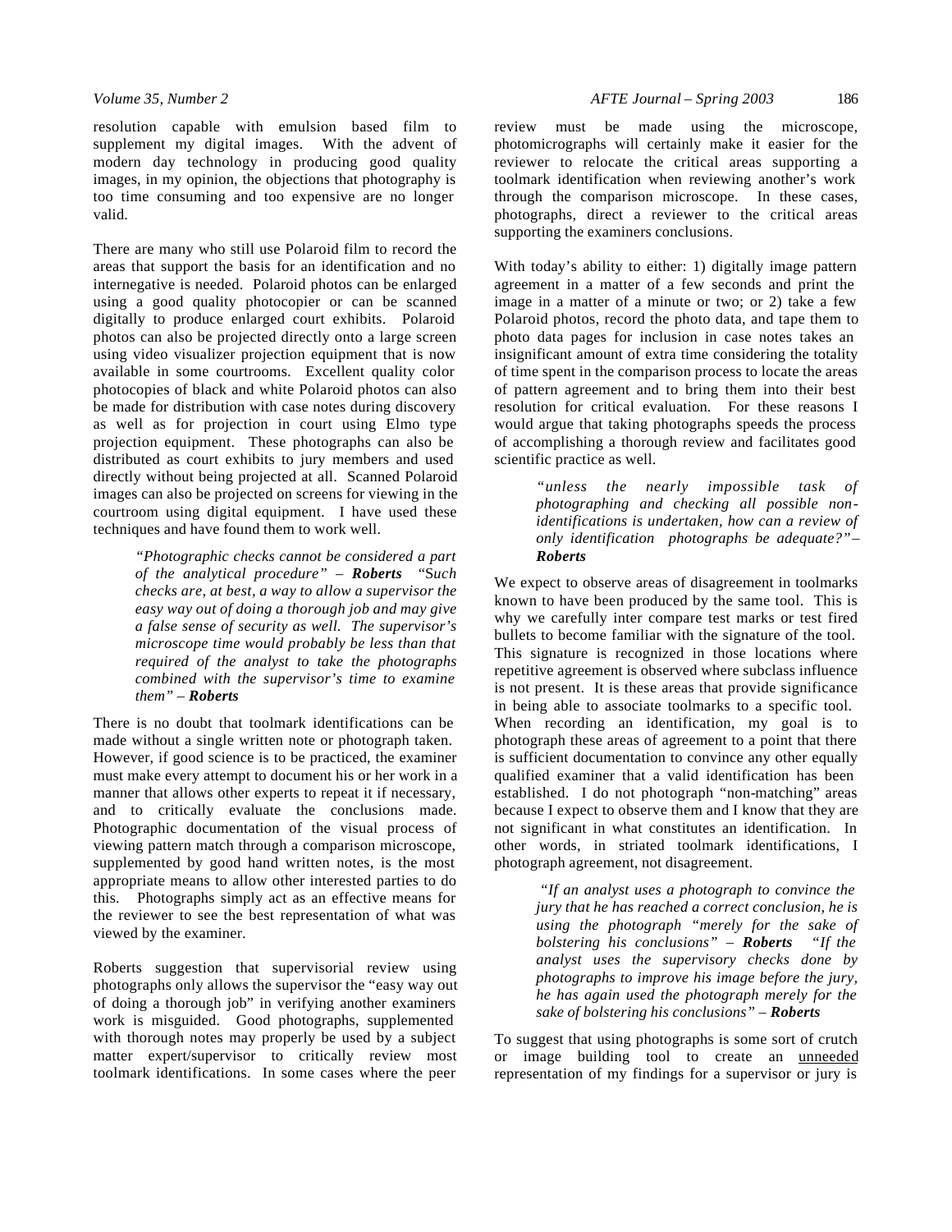resolution capable with emulsion based film to supplement my digital images. With the advent of modern day technology in producing good quality images, in my opinion, the objections that photography is too time consuming and too expensive are no longer valid.

There are many who still use Polaroid film to record the areas that support the basis for an identification and no internegative is needed. Polaroid photos can be enlarged using a good quality photocopier or can be scanned digitally to produce enlarged court exhibits. Polaroid photos can also be projected directly onto a large screen using video visualizer projection equipment that is now available in some courtrooms. Excellent quality color photocopies of black and white Polaroid photos can also be made for distribution with case notes during discovery as well as for projection in court using Elmo type projection equipment. These photographs can also be distributed as court exhibits to jury members and used directly without being projected at all. Scanned Polaroid images can also be projected on screens for viewing in the courtroom using digital equipment. I have used these techniques and have found them to work well.

> *"Photographic checks cannot be considered a part of the analytical procedure"* – ***Roberts*** *"Such checks are, at best, a way to allow a supervisor the easy way out of doing a thorough job and may give a false sense of security as well. The supervisor's microscope time would probably be less than that required of the analyst to take the photographs combined with the supervisor's time to examine them"* – ***Roberts***

There is no doubt that toolmark identifications can be made without a single written note or photograph taken. However, if good science is to be practiced, the examiner must make every attempt to document his or her work in a manner that allows other experts to repeat it if necessary, and to critically evaluate the conclusions made. Photographic documentation of the visual process of viewing pattern match through a comparison microscope, supplemented by good hand written notes, is the most appropriate means to allow other interested parties to do this. Photographs simply act as an effective means for the reviewer to see the best representation of what was viewed by the examiner.

Roberts suggestion that supervisorial review using photographs only allows the supervisor the "easy way out of doing a thorough job" in verifying another examiners work is misguided. Good photographs, supplemented with thorough notes may properly be used by a subject matter expert/supervisor to critically review most toolmark identifications. In some cases where the peer review must be made using the microscope, photomicrographs will certainly make it easier for the reviewer to relocate the critical areas supporting a toolmark identification when reviewing another's work through the comparison microscope. In these cases, photographs, direct a reviewer to the critical areas supporting the examiners conclusions.

With today's ability to either: 1) digitally image pattern agreement in a matter of a few seconds and print the image in a matter of a minute or two; or 2) take a few Polaroid photos, record the photo data, and tape them to photo data pages for inclusion in case notes takes an insignificant amount of extra time considering the totality of time spent in the comparison process to locate the areas of pattern agreement and to bring them into their best resolution for critical evaluation. For these reasons I would argue that taking photographs speeds the process of accomplishing a thorough review and facilitates good scientific practice as well.

> *"unless the nearly impossible task of photographing and checking all possible non-identifications is undertaken, how can a review of only identification photographs be adequate?"* – ***Roberts***

We expect to observe areas of disagreement in toolmarks known to have been produced by the same tool. This is why we carefully inter compare test marks or test fired bullets to become familiar with the signature of the tool. This signature is recognized in those locations where repetitive agreement is observed where subclass influence is not present. It is these areas that provide significance in being able to associate toolmarks to a specific tool. When recording an identification, my goal is to photograph these areas of agreement to a point that there is sufficient documentation to convince any other equally qualified examiner that a valid identification has been established. I do not photograph "non-matching" areas because I expect to observe them and I know that they are not significant in what constitutes an identification. In other words, in striated toolmark identifications, I photograph agreement, not disagreement.

> *"If an analyst uses a photograph to convince the jury that he has reached a correct conclusion, he is using the photograph "merely for the sake of bolstering his conclusions"* – ***Roberts*** *"If the analyst uses the supervisory checks done by photographs to improve his image before the jury, he has again used the photograph merely for the sake of bolstering his conclusions"* – ***Roberts***

To suggest that using photographs is some sort of crutch or image building tool to create an <u>unneeded</u> representation of my findings for a supervisor or jury is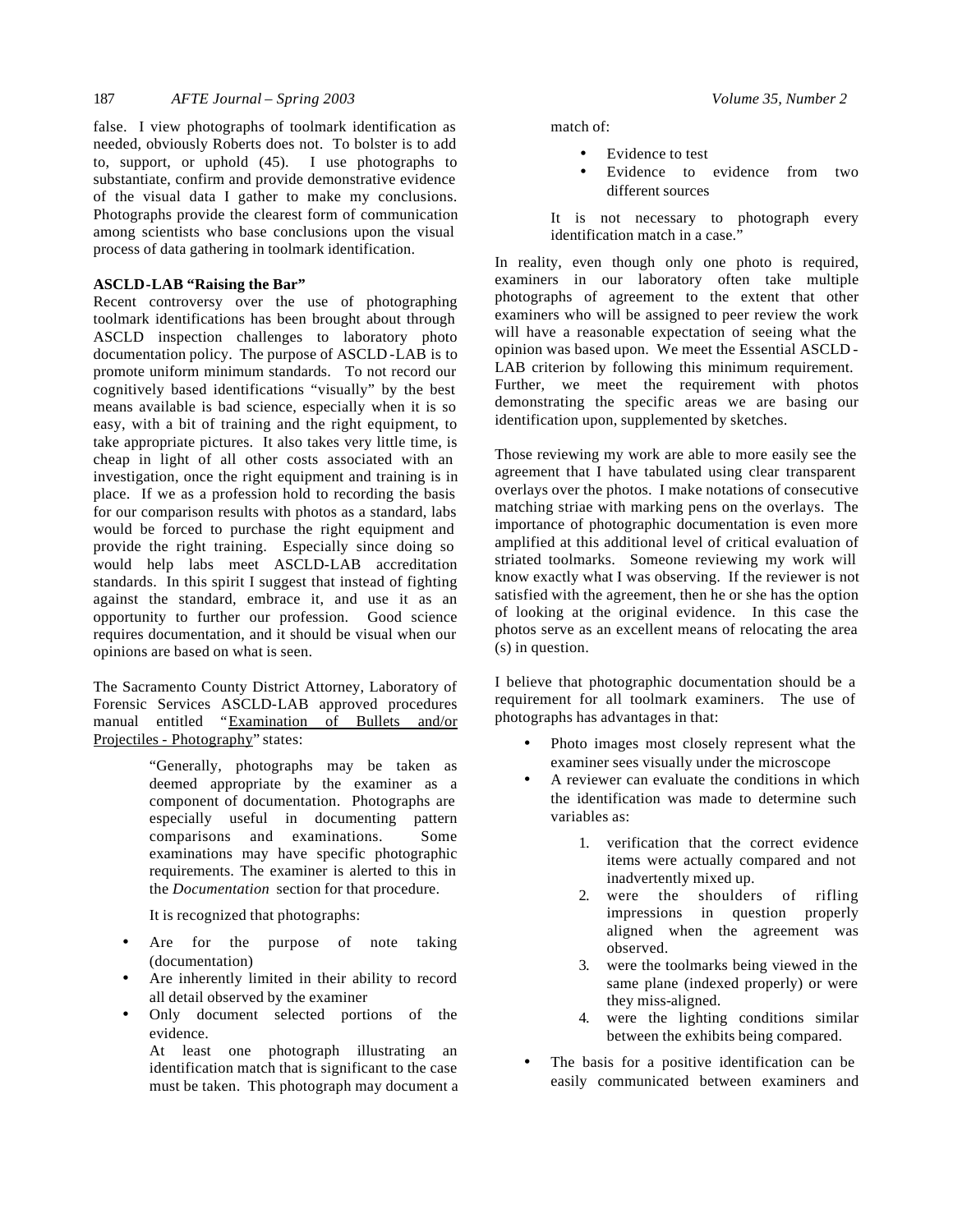false. I view photographs of toolmark identification as needed, obviously Roberts does not. To bolster is to add to, support, or uphold (45). I use photographs to substantiate, confirm and provide demonstrative evidence of the visual data I gather to make my conclusions. Photographs provide the clearest form of communication among scientists who base conclusions upon the visual process of data gathering in toolmark identification.

**ASCLD-LAB "Raising the Bar"**

Recent controversy over the use of photographing toolmark identifications has been brought about through ASCLD inspection challenges to laboratory photo documentation policy. The purpose of ASCLD-LAB is to promote uniform minimum standards. To not record our cognitively based identifications "visually" by the best means available is bad science, especially when it is so easy, with a bit of training and the right equipment, to take appropriate pictures. It also takes very little time, is cheap in light of all other costs associated with an investigation, once the right equipment and training is in place. If we as a profession hold to recording the basis for our comparison results with photos as a standard, labs would be forced to purchase the right equipment and provide the right training. Especially since doing so would help labs meet ASCLD-LAB accreditation standards. In this spirit I suggest that instead of fighting against the standard, embrace it, and use it as an opportunity to further our profession. Good science requires documentation, and it should be visual when our opinions are based on what is seen.

The Sacramento County District Attorney, Laboratory of Forensic Services ASCLD-LAB approved procedures manual entitled "Examination of Bullets and/or Projectiles - Photography" states:

> "Generally, photographs may be taken as deemed appropriate by the examiner as a component of documentation. Photographs are especially useful in documenting pattern comparisons and examinations. Some examinations may have specific photographic requirements. The examiner is alerted to this in the *Documentation* section for that procedure.
>
> It is recognized that photographs:
>
> - Are for the purpose of note taking (documentation)
> - Are inherently limited in their ability to record all detail observed by the examiner
> - Only document selected portions of the evidence.
>
> At least one photograph illustrating an identification match that is significant to the case must be taken. This photograph may document a match of:
>
> - Evidence to test
> - Evidence to evidence from two different sources
>
> It is not necessary to photograph every identification match in a case."

In reality, even though only one photo is required, examiners in our laboratory often take multiple photographs of agreement to the extent that other examiners who will be assigned to peer review the work will have a reasonable expectation of seeing what the opinion was based upon. We meet the Essential ASCLD-LAB criterion by following this minimum requirement. Further, we meet the requirement with photos demonstrating the specific areas we are basing our identification upon, supplemented by sketches.

Those reviewing my work are able to more easily see the agreement that I have tabulated using clear transparent overlays over the photos. I make notations of consecutive matching striae with marking pens on the overlays. The importance of photographic documentation is even more amplified at this additional level of critical evaluation of striated toolmarks. Someone reviewing my work will know exactly what I was observing. If the reviewer is not satisfied with the agreement, then he or she has the option of looking at the original evidence. In this case the photos serve as an excellent means of relocating the area (s) in question.

I believe that photographic documentation should be a requirement for all toolmark examiners. The use of photographs has advantages in that:

- Photo images most closely represent what the examiner sees visually under the microscope
- A reviewer can evaluate the conditions in which the identification was made to determine such variables as:
  1. verification that the correct evidence items were actually compared and not inadvertently mixed up.
  2. were the shoulders of rifling impressions in question properly aligned when the agreement was observed.
  3. were the toolmarks being viewed in the same plane (indexed properly) or were they miss-aligned.
  4. were the lighting conditions similar between the exhibits being compared.
- The basis for a positive identification can be easily communicated between examiners and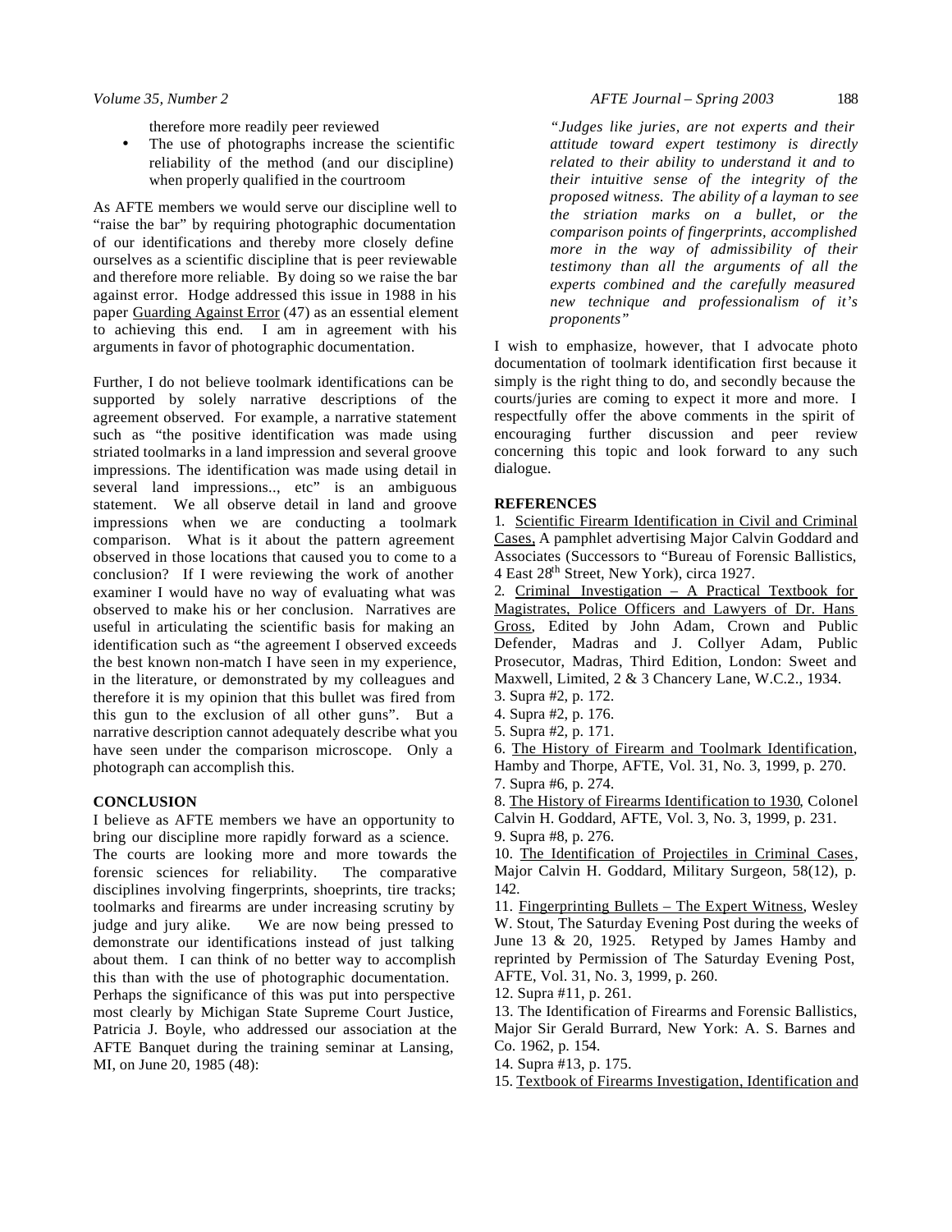therefore more readily peer reviewed

- The use of photographs increase the scientific reliability of the method (and our discipline) when properly qualified in the courtroom

As AFTE members we would serve our discipline well to "raise the bar" by requiring photographic documentation of our identifications and thereby more closely define ourselves as a scientific discipline that is peer reviewable and therefore more reliable. By doing so we raise the bar against error. Hodge addressed this issue in 1988 in his paper Guarding Against Error (47) as an essential element to achieving this end. I am in agreement with his arguments in favor of photographic documentation.

Further, I do not believe toolmark identifications can be supported by solely narrative descriptions of the agreement observed. For example, a narrative statement such as "the positive identification was made using striated toolmarks in a land impression and several groove impressions. The identification was made using detail in several land impressions.., etc" is an ambiguous statement. We all observe detail in land and groove impressions when we are conducting a toolmark comparison. What is it about the pattern agreement observed in those locations that caused you to come to a conclusion? If I were reviewing the work of another examiner I would have no way of evaluating what was observed to make his or her conclusion. Narratives are useful in articulating the scientific basis for making an identification such as "the agreement I observed exceeds the best known non-match I have seen in my experience, in the literature, or demonstrated by my colleagues and therefore it is my opinion that this bullet was fired from this gun to the exclusion of all other guns". But a narrative description cannot adequately describe what you have seen under the comparison microscope. Only a photograph can accomplish this.

## CONCLUSION

I believe as AFTE members we have an opportunity to bring our discipline more rapidly forward as a science. The courts are looking more and more towards the forensic sciences for reliability. The comparative disciplines involving fingerprints, shoeprints, tire tracks; toolmarks and firearms are under increasing scrutiny by judge and jury alike. We are now being pressed to demonstrate our identifications instead of just talking about them. I can think of no better way to accomplish this than with the use of photographic documentation. Perhaps the significance of this was put into perspective most clearly by Michigan State Supreme Court Justice, Patricia J. Boyle, who addressed our association at the AFTE Banquet during the training seminar at Lansing, MI, on June 20, 1985 (48):

> *"Judges like juries, are not experts and their attitude toward expert testimony is directly related to their ability to understand it and to their intuitive sense of the integrity of the proposed witness. The ability of a layman to see the striation marks on a bullet, or the comparison points of fingerprints, accomplished more in the way of admissibility of their testimony than all the arguments of all the experts combined and the carefully measured new technique and professionalism of it's proponents"*

I wish to emphasize, however, that I advocate photo documentation of toolmark identification first because it simply is the right thing to do, and secondly because the courts/juries are coming to expect it more and more. I respectfully offer the above comments in the spirit of encouraging further discussion and peer review concerning this topic and look forward to any such dialogue.

## REFERENCES

1. Scientific Firearm Identification in Civil and Criminal Cases, A pamphlet advertising Major Calvin Goddard and Associates (Successors to "Bureau of Forensic Ballistics, 4 East 28th Street, New York), circa 1927.
2. Criminal Investigation – A Practical Textbook for Magistrates, Police Officers and Lawyers of Dr. Hans Gross, Edited by John Adam, Crown and Public Defender, Madras and J. Collyer Adam, Public Prosecutor, Madras, Third Edition, London: Sweet and Maxwell, Limited, 2 & 3 Chancery Lane, W.C.2., 1934.
3. Supra #2, p. 172.
4. Supra #2, p. 176.
5. Supra #2, p. 171.
6. The History of Firearm and Toolmark Identification, Hamby and Thorpe, AFTE, Vol. 31, No. 3, 1999, p. 270.
7. Supra #6, p. 274.
8. The History of Firearms Identification to 1930, Colonel Calvin H. Goddard, AFTE, Vol. 3, No. 3, 1999, p. 231.
9. Supra #8, p. 276.
10. The Identification of Projectiles in Criminal Cases, Major Calvin H. Goddard, Military Surgeon, 58(12), p. 142.
11. Fingerprinting Bullets – The Expert Witness, Wesley W. Stout, The Saturday Evening Post during the weeks of June 13 & 20, 1925. Retyped by James Hamby and reprinted by Permission of The Saturday Evening Post, AFTE, Vol. 31, No. 3, 1999, p. 260.
12. Supra #11, p. 261.
13. The Identification of Firearms and Forensic Ballistics, Major Sir Gerald Burrard, New York: A. S. Barnes and Co. 1962, p. 154.
14. Supra #13, p. 175.
15. Textbook of Firearms Investigation, Identification and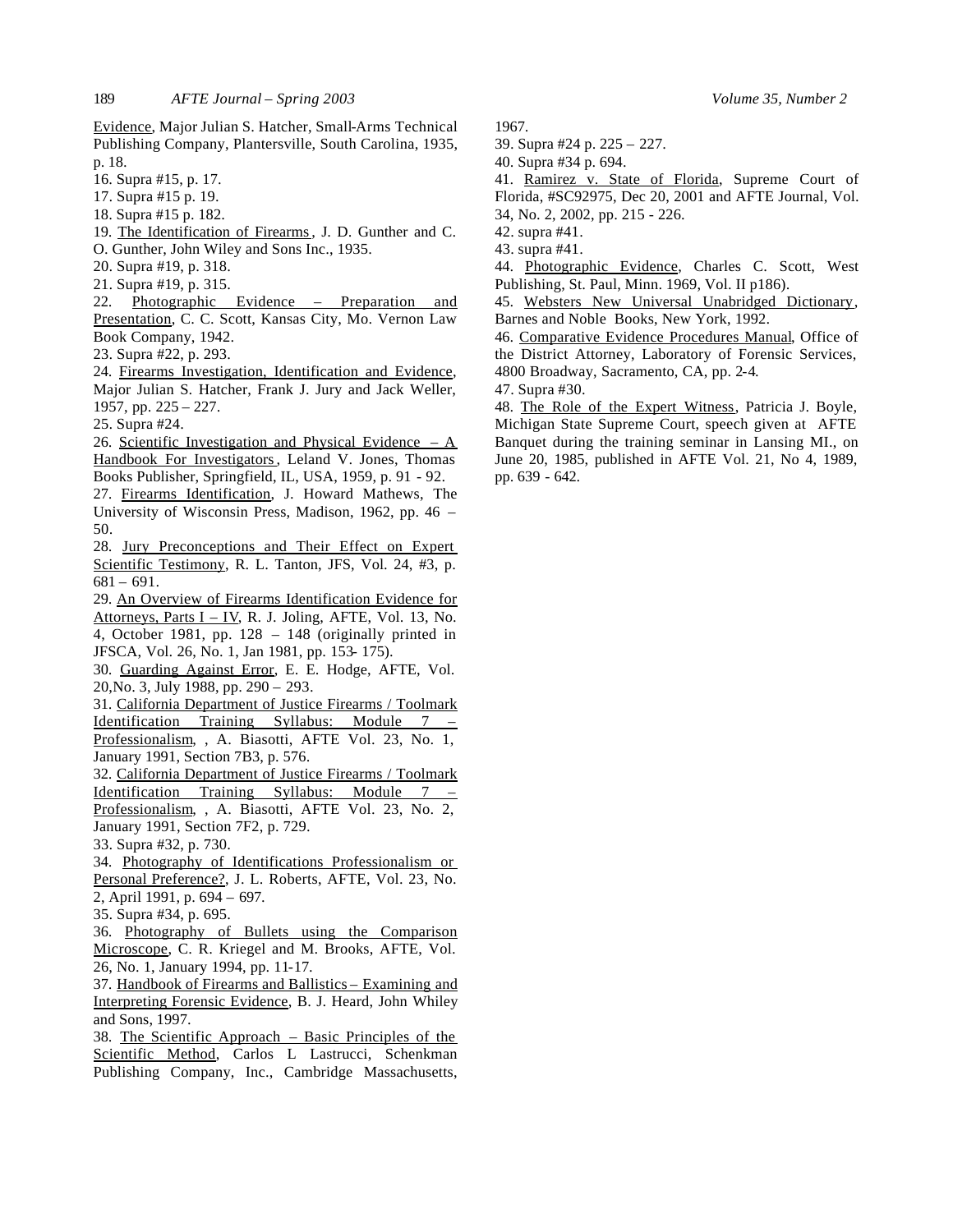Evidence, Major Julian S. Hatcher, Small-Arms Technical Publishing Company, Plantersville, South Carolina, 1935, p. 18.

16. Supra #15, p. 17.
17. Supra #15 p. 19.
18. Supra #15 p. 182.
19. The Identification of Firearms, J. D. Gunther and C. O. Gunther, John Wiley and Sons Inc., 1935.
20. Supra #19, p. 318.
21. Supra #19, p. 315.
22. Photographic Evidence – Preparation and Presentation, C. C. Scott, Kansas City, Mo. Vernon Law Book Company, 1942.
23. Supra #22, p. 293.
24. Firearms Investigation, Identification and Evidence, Major Julian S. Hatcher, Frank J. Jury and Jack Weller, 1957, pp. 225 – 227.
25. Supra #24.
26. Scientific Investigation and Physical Evidence – A Handbook For Investigators, Leland V. Jones, Thomas Books Publisher, Springfield, IL, USA, 1959, p. 91 - 92.
27. Firearms Identification, J. Howard Mathews, The University of Wisconsin Press, Madison, 1962, pp. 46 – 50.
28. Jury Preconceptions and Their Effect on Expert Scientific Testimony, R. L. Tanton, JFS, Vol. 24, #3, p. 681 – 691.
29. An Overview of Firearms Identification Evidence for Attorneys, Parts I – IV, R. J. Joling, AFTE, Vol. 13, No. 4, October 1981, pp. 128 – 148 (originally printed in JFSCA, Vol. 26, No. 1, Jan 1981, pp. 153- 175).
30. Guarding Against Error, E. E. Hodge, AFTE, Vol. 20,No. 3, July 1988, pp. 290 – 293.
31. California Department of Justice Firearms / Toolmark Identification Training Syllabus: Module 7 – Professionalism, , A. Biasotti, AFTE Vol. 23, No. 1, January 1991, Section 7B3, p. 576.
32. California Department of Justice Firearms / Toolmark Identification Training Syllabus: Module 7 – Professionalism, , A. Biasotti, AFTE Vol. 23, No. 2, January 1991, Section 7F2, p. 729.
33. Supra #32, p. 730.
34. Photography of Identifications Professionalism or Personal Preference?, J. L. Roberts, AFTE, Vol. 23, No. 2, April 1991, p. 694 – 697.
35. Supra #34, p. 695.
36. Photography of Bullets using the Comparison Microscope, C. R. Kriegel and M. Brooks, AFTE, Vol. 26, No. 1, January 1994, pp. 11-17.
37. Handbook of Firearms and Ballistics – Examining and Interpreting Forensic Evidence, B. J. Heard, John Whiley and Sons, 1997.
38. The Scientific Approach – Basic Principles of the Scientific Method, Carlos L Lastrucci, Schenkman Publishing Company, Inc., Cambridge Massachusetts, 1967.
39. Supra #24 p. 225 – 227.
40. Supra #34 p. 694.
41. Ramirez v. State of Florida, Supreme Court of Florida, #SC92975, Dec 20, 2001 and AFTE Journal, Vol. 34, No. 2, 2002, pp. 215 - 226.
42. supra #41.
43. supra #41.
44. Photographic Evidence, Charles C. Scott, West Publishing, St. Paul, Minn. 1969, Vol. II p186).
45. Websters New Universal Unabridged Dictionary, Barnes and Noble Books, New York, 1992.
46. Comparative Evidence Procedures Manual, Office of the District Attorney, Laboratory of Forensic Services, 4800 Broadway, Sacramento, CA, pp. 2-4.
47. Supra #30.
48. The Role of the Expert Witness, Patricia J. Boyle, Michigan State Supreme Court, speech given at AFTE Banquet during the training seminar in Lansing MI., on June 20, 1985, published in AFTE Vol. 21, No 4, 1989, pp. 639 - 642.